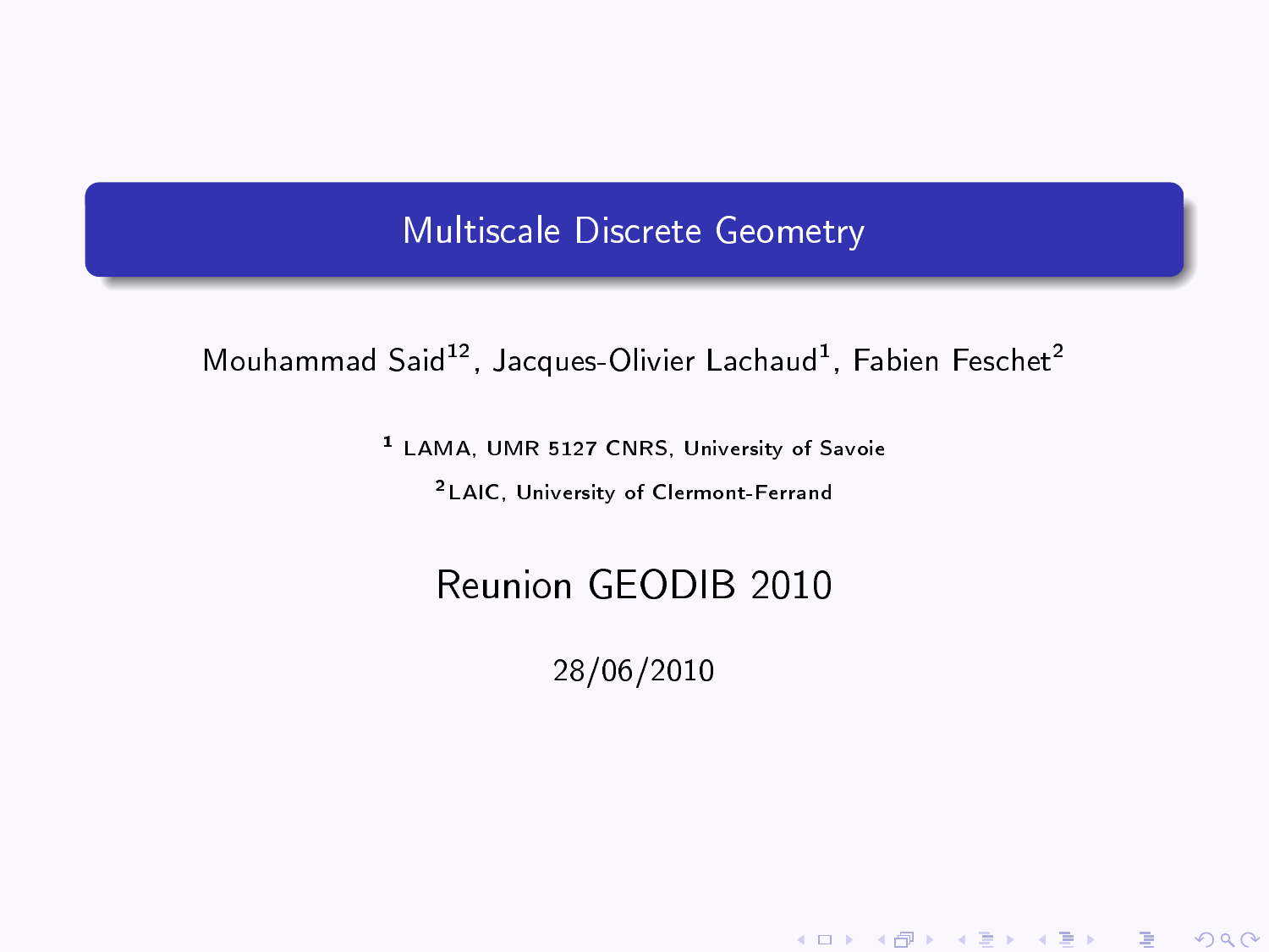# Multiscale Discrete Geometry

Mouhammad Said[1,2], Jacques-Olivier Lachaud[1], Fabien Feschet[2]

[1] LAMA, UMR 5127 CNRS, University of Savoie

[2] LAIC, University of Clermont-Ferrand

## Reunion GEODIB 2010

28/06/2010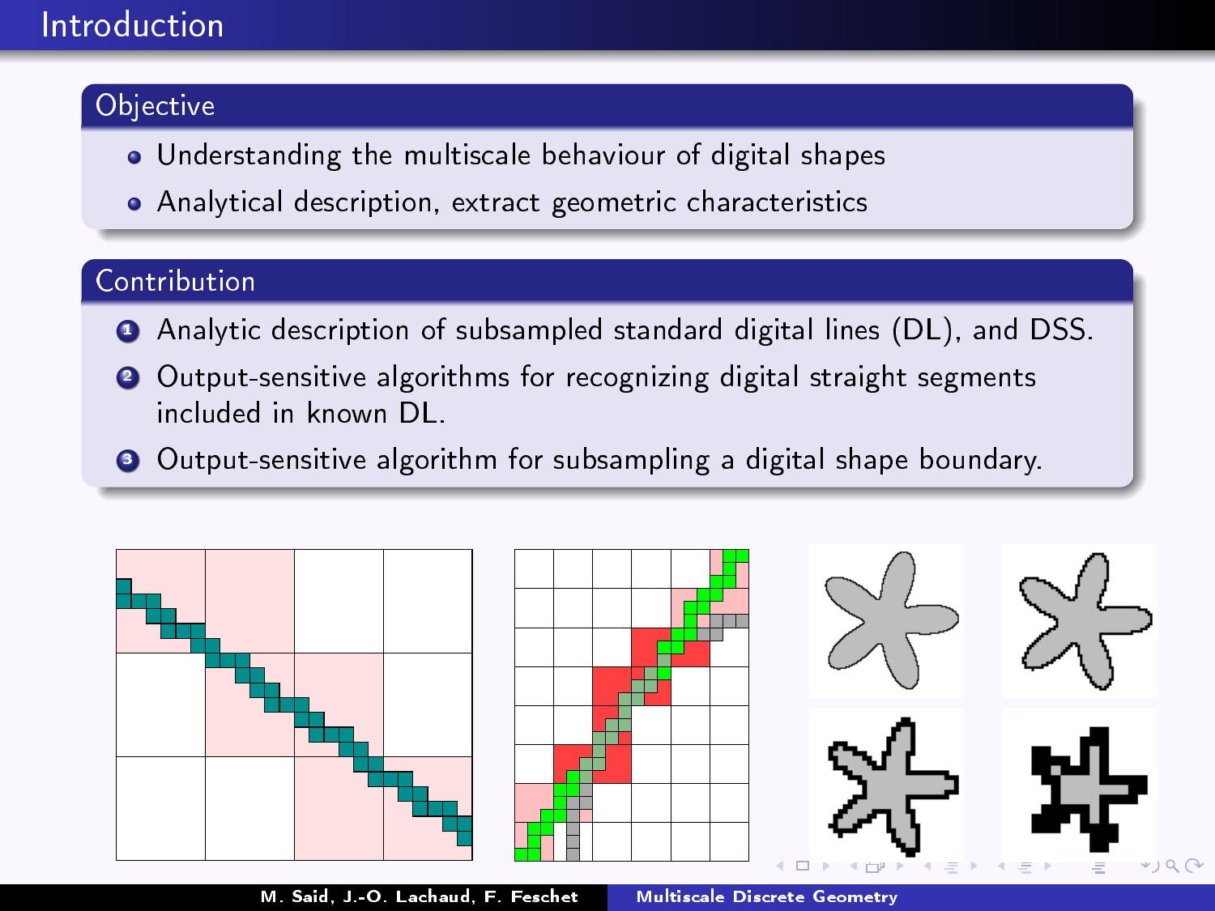# Introduction

## Objective

- Understanding the multiscale behaviour of digital shapes
- Analytical description, extract geometric characteristics

## Contribution

1. Analytic description of subsampled standard digital lines (DL), and DSS.
2. Output-sensitive algorithms for recognizing digital straight segments included in known DL.
3. Output-sensitive algorithm for subsampling a digital shape boundary.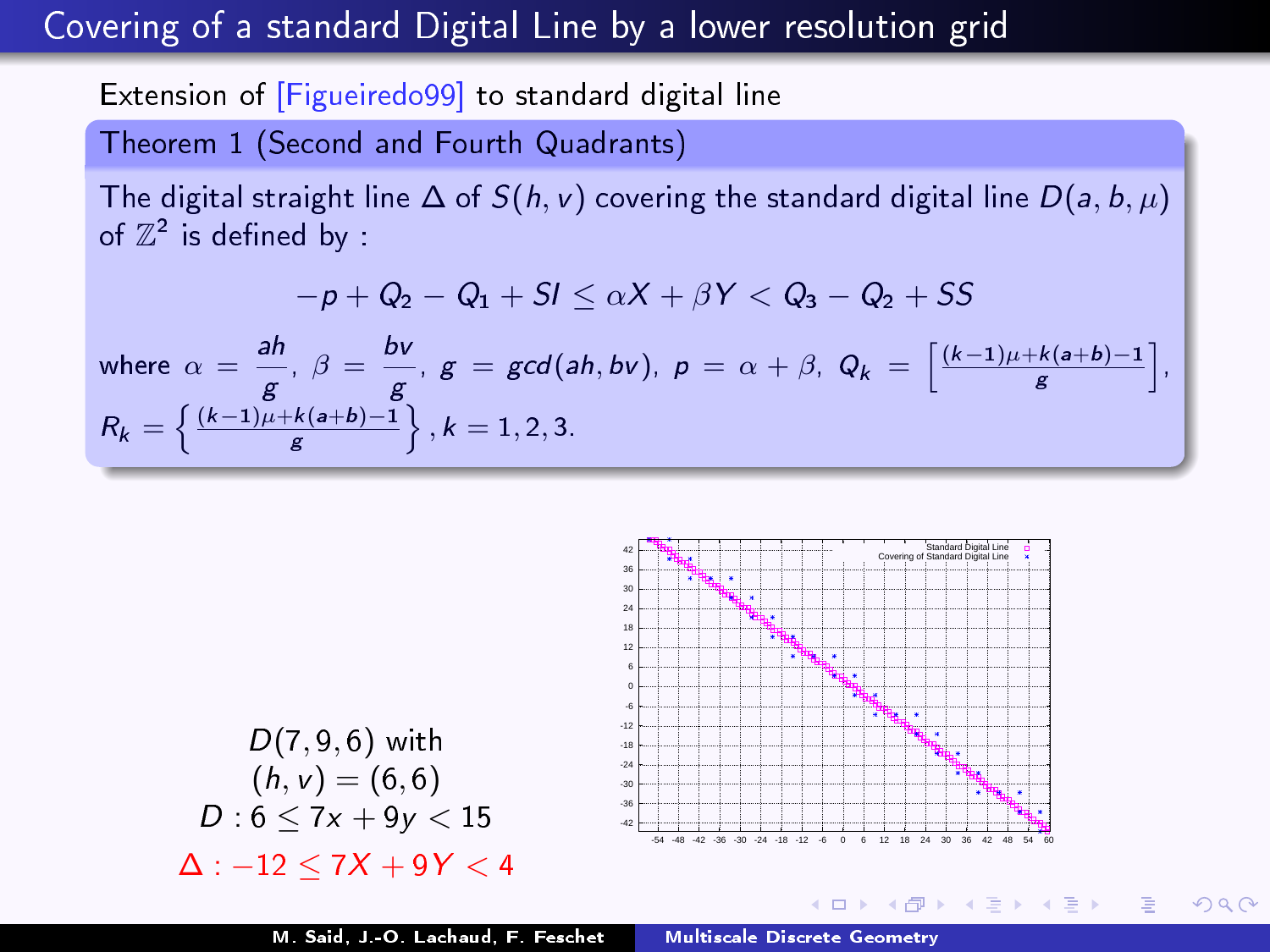# Covering of a standard Digital Line by a lower resolution grid

Extension of [Figueiredo99] to standard digital line

**Theorem 1 (Second and Fourth Quadrants)**

The digital straight line $\Delta$ of $S(h, v)$ covering the standard digital line $D(a, b, \mu)$ of $\mathbb{Z}^2$ is defined by :

$$-p + Q_2 - Q_1 + SI \leq \alpha X + \beta Y < Q_3 - Q_2 + SS$$

where $\alpha = \frac{ah}{g}$, $\beta = \frac{bv}{g}$, $g = gcd(ah, bv)$, $p = \alpha + \beta$, $Q_k = \left[\frac{(k-1)\mu + k(a+b) - 1}{g}\right]$, $R_k = \left\{\frac{(k-1)\mu + k(a+b) - 1}{g}\right\}$, $k = 1, 2, 3$.

$D(7, 9, 6)$ with
$(h, v) = (6, 6)$
$D : 6 \leq 7x + 9y < 15$
$\Delta : -12 \leq 7X + 9Y < 4$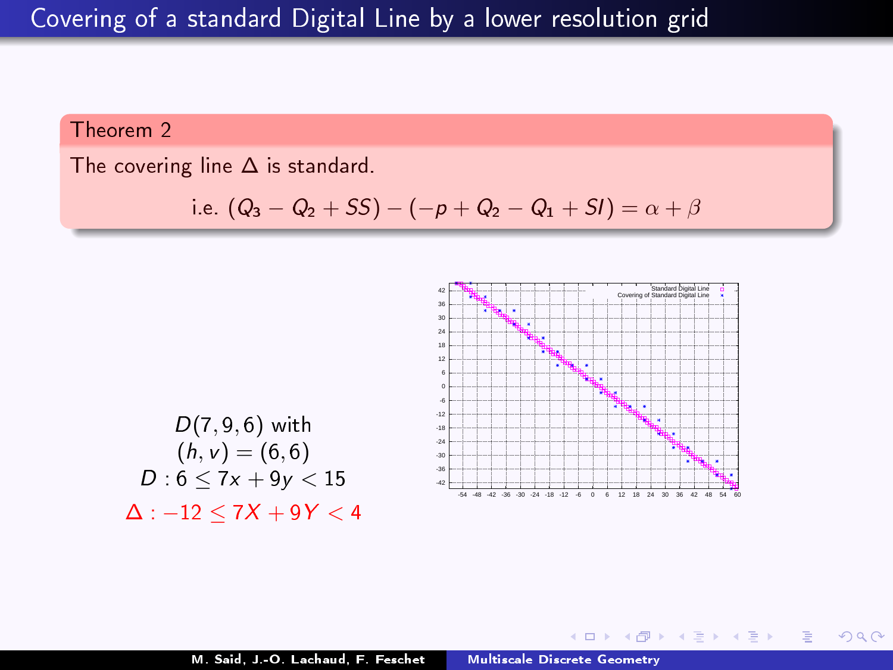# Covering of a standard Digital Line by a lower resolution grid

**Theorem 2**

The covering line $\Delta$ is standard.

$$\text{i.e. } (Q_3 - Q_2 + SS) - (-p + Q_2 - Q_1 + SI) = \alpha + \beta$$

$D(7, 9, 6)$ with
$(h, v) = (6, 6)$
$D : 6 \leq 7x + 9y < 15$
$\Delta : -12 \leq 7X + 9Y < 4$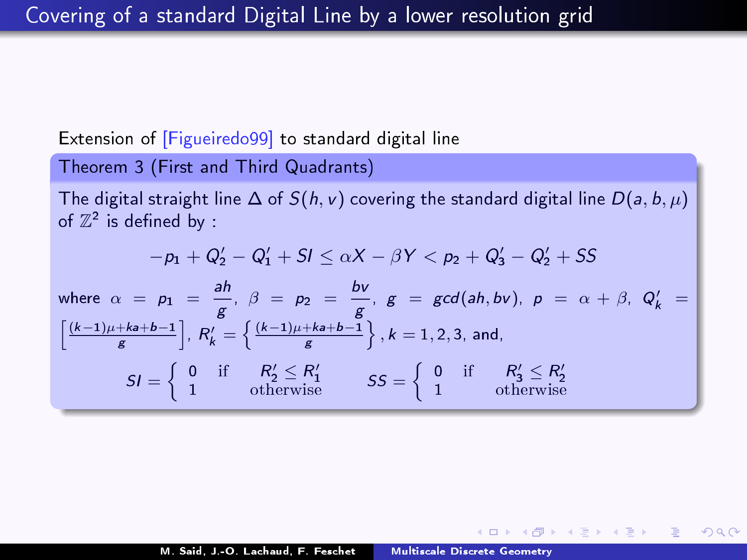# Covering of a standard Digital Line by a lower resolution grid

Extension of [Figueiredo99] to standard digital line

**Theorem 3 (First and Third Quadrants)**

The digital straight line $\Delta$ of $S(h, v)$ covering the standard digital line $D(a, b, \mu)$ of $\mathbb{Z}^2$ is defined by :

$$-p_1 + Q'_2 - Q'_1 + SI \leq \alpha X - \beta Y < p_2 + Q'_3 - Q'_2 + SS$$

where $\alpha = p_1 = \frac{ah}{g}$, $\beta = p_2 = \frac{bv}{g}$, $g = gcd(ah, bv)$, $p = \alpha + \beta$, $Q'_k = \left[\frac{(k-1)\mu + ka + b - 1}{g}\right]$, $R'_k = \left\{\frac{(k-1)\mu + ka + b - 1}{g}\right\}$, $k = 1, 2, 3$, and,

$$SI = \begin{cases} 0 & \text{if} \quad R'_2 \leq R'_1 \\ 1 & \text{otherwise} \end{cases} \qquad SS = \begin{cases} 0 & \text{if} \quad R'_3 \leq R'_2 \\ 1 & \text{otherwise} \end{cases}$$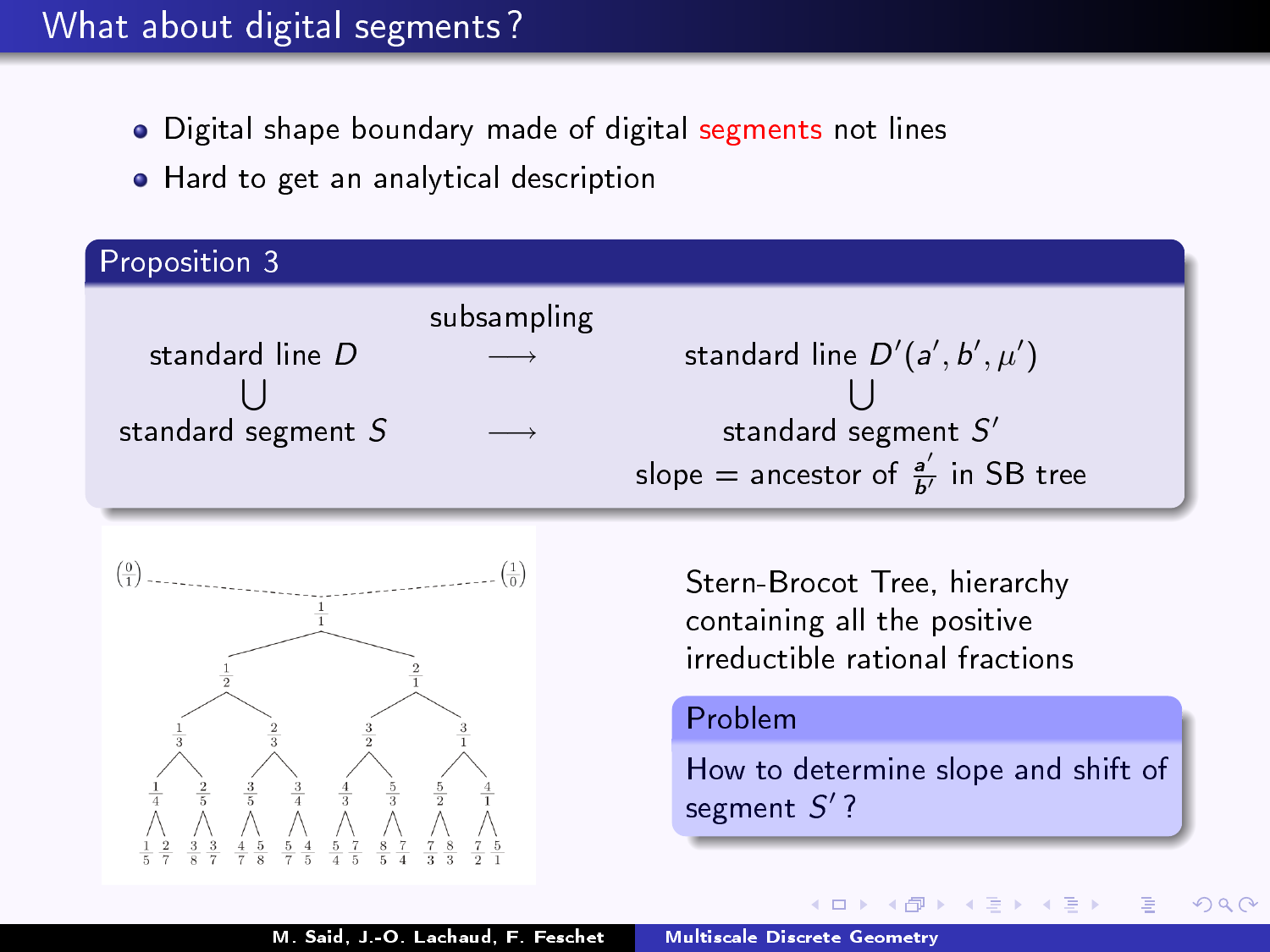# What about digital segments?

- Digital shape boundary made of digital segments not lines
- Hard to get an analytical description

**Proposition 3**

| | subsampling | |
|---|---|---|
| standard line $D$ | $\longrightarrow$ | standard line $D'(a', b', \mu')$ |
| $\bigcup$ | | $\bigcup$ |
| standard segment $S$ | $\longrightarrow$ | standard segment $S'$ |
| | | slope = ancestor of $\frac{a'}{b'}$ in SB tree |

Stern-Brocot Tree, hierarchy containing all the positive irreductible rational fractions

**Problem**

How to determine slope and shift of segment $S'$?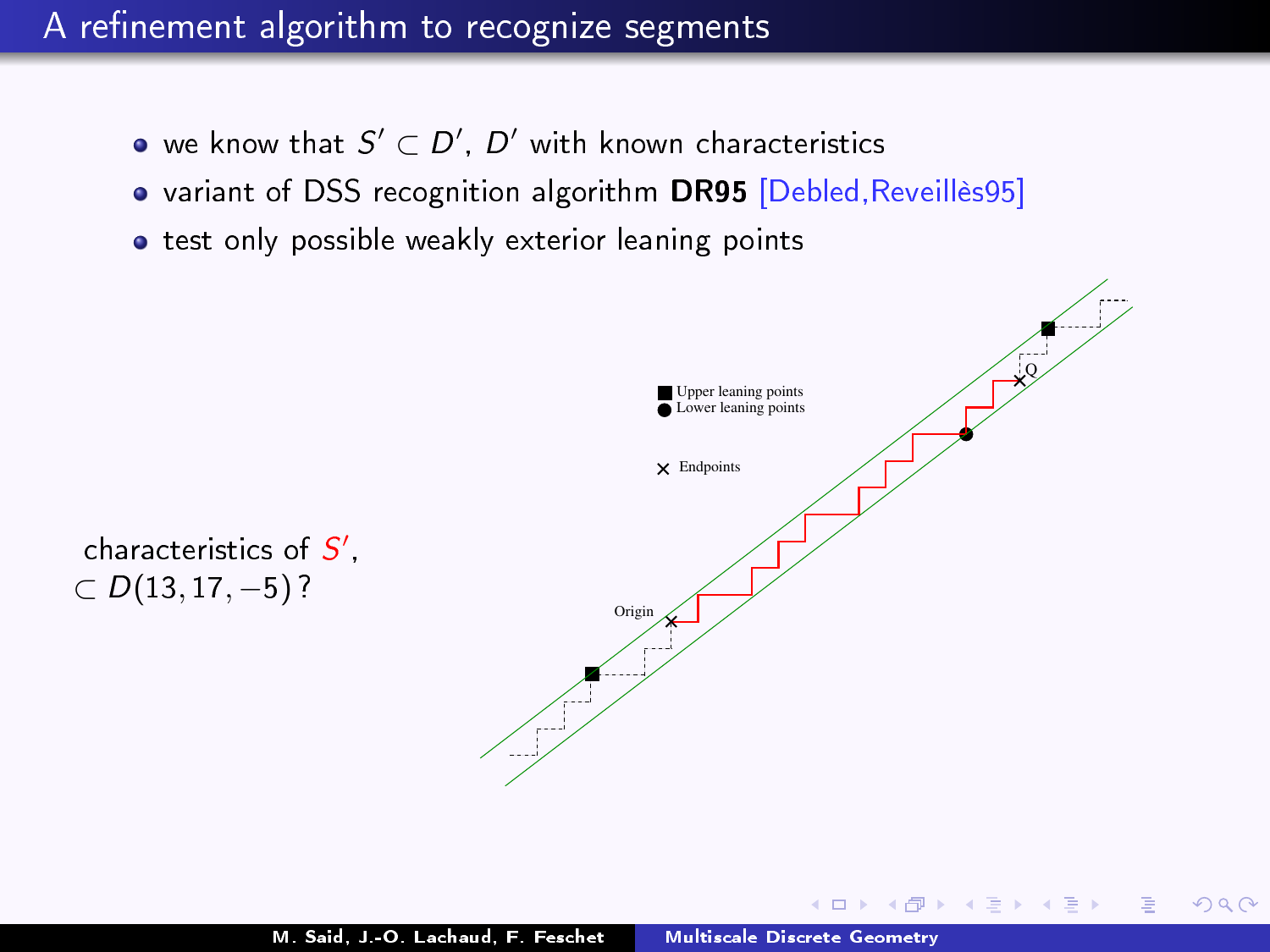# A refinement algorithm to recognize segments

- we know that $S' \subset D'$, $D'$ with known characteristics
- variant of DSS recognition algorithm **DR95** [Debled,Reveillès95]
- test only possible weakly exterior leaning points

Upper leaning points
Lower leaning points

Endpoints

Origin

Q

characteristics of $S'$,
$\subset D(13, 17, -5)$ ?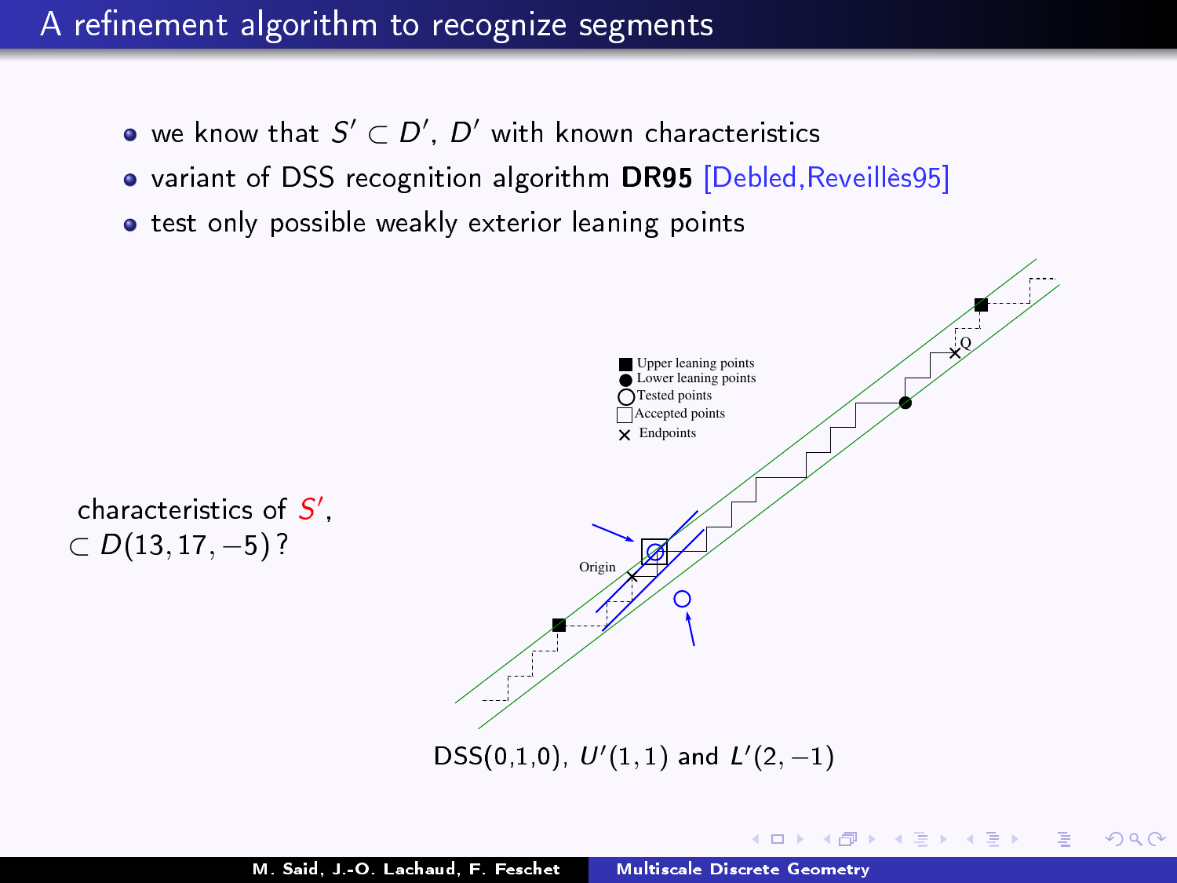# A refinement algorithm to recognize segments

- we know that $S' \subset D'$, $D'$ with known characteristics
- variant of DSS recognition algorithm **DR95** [Debled,Reveillès95]
- test only possible weakly exterior leaning points

characteristics of $S'$,
$\subset D(13, 17, -5)$ ?

Upper leaning points
Lower leaning points
Tested points
Accepted points
Endpoints

Origin

Q

DSS(0,1,0), $U'(1,1)$ and $L'(2,-1)$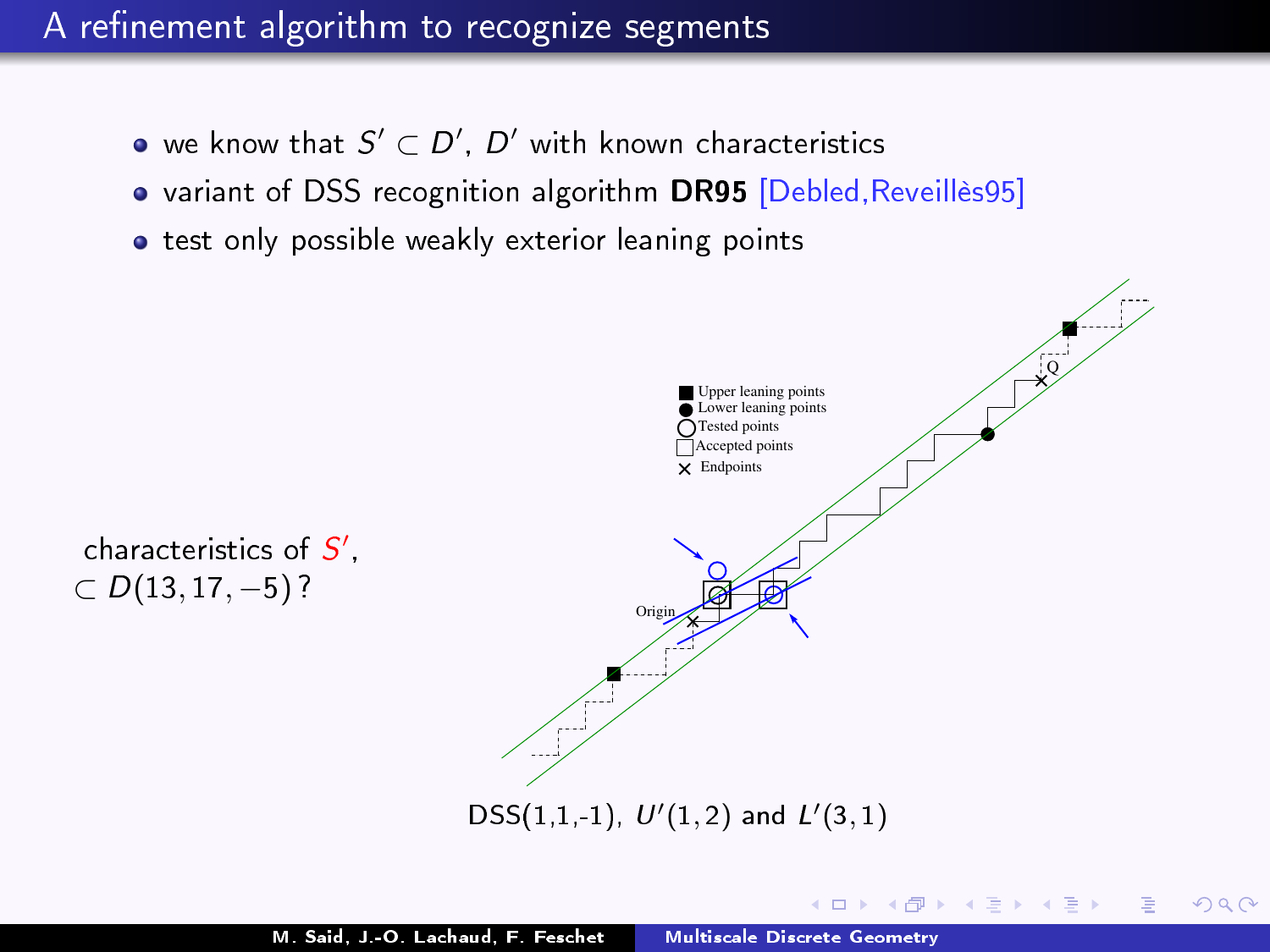# A refinement algorithm to recognize segments

- we know that $S' \subset D'$, $D'$ with known characteristics
- variant of DSS recognition algorithm **DR95** [Debled,Reveillès95]
- test only possible weakly exterior leaning points

characteristics of $S'$, $\subset D(13, 17, -5)$ ?

Upper leaning points
Lower leaning points
Tested points
Accepted points
Endpoints

Origin

Q

DSS(1,1,-1), $U'(1, 2)$ and $L'(3, 1)$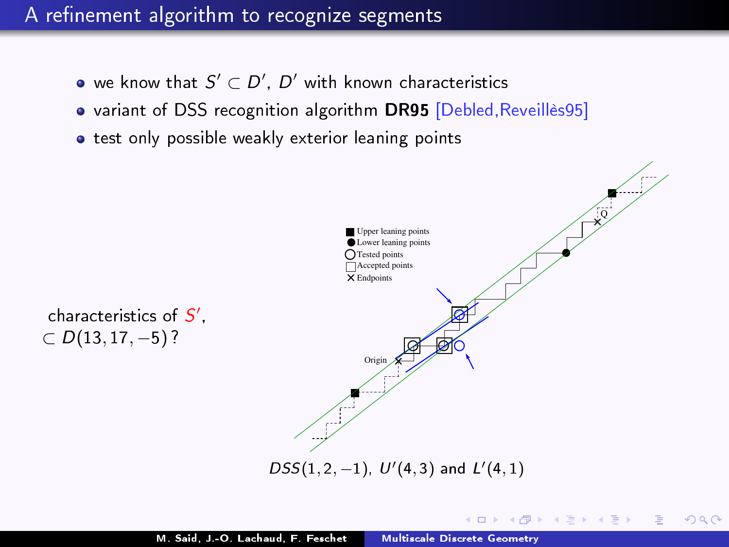# A refinement algorithm to recognize segments

- we know that $S' \subset D'$, $D'$ with known characteristics
- variant of DSS recognition algorithm **DR95** [Debled,Reveillès95]
- test only possible weakly exterior leaning points

characteristics of $S'$, $\subset D(13, 17, -5)$ ?

Upper leaning points
Lower leaning points
Tested points
Accepted points
Endpoints

Origin

Q

$DSS(1, 2, -1)$, $U'(4, 3)$ and $L'(4, 1)$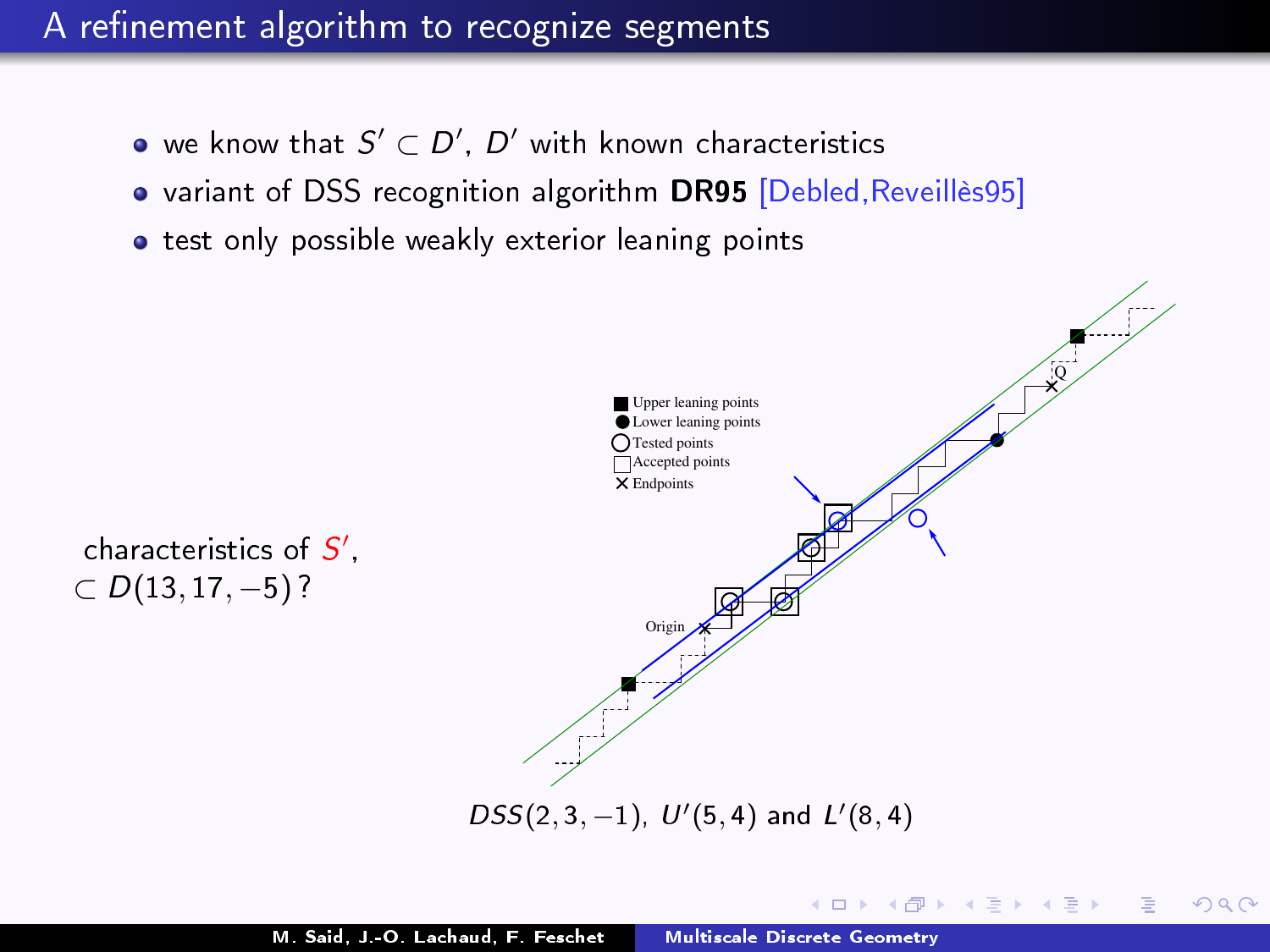# A refinement algorithm to recognize segments

- we know that $S' \subset D'$, $D'$ with known characteristics
- variant of DSS recognition algorithm **DR95** [Debled,Reveillès95]
- test only possible weakly exterior leaning points

characteristics of $S'$, $\subset D(13, 17, -5)$ ?

Upper leaning points
Lower leaning points
Tested points
Accepted points
Endpoints

Origin

Q

$DSS(2, 3, -1)$, $U'(5, 4)$ and $L'(8, 4)$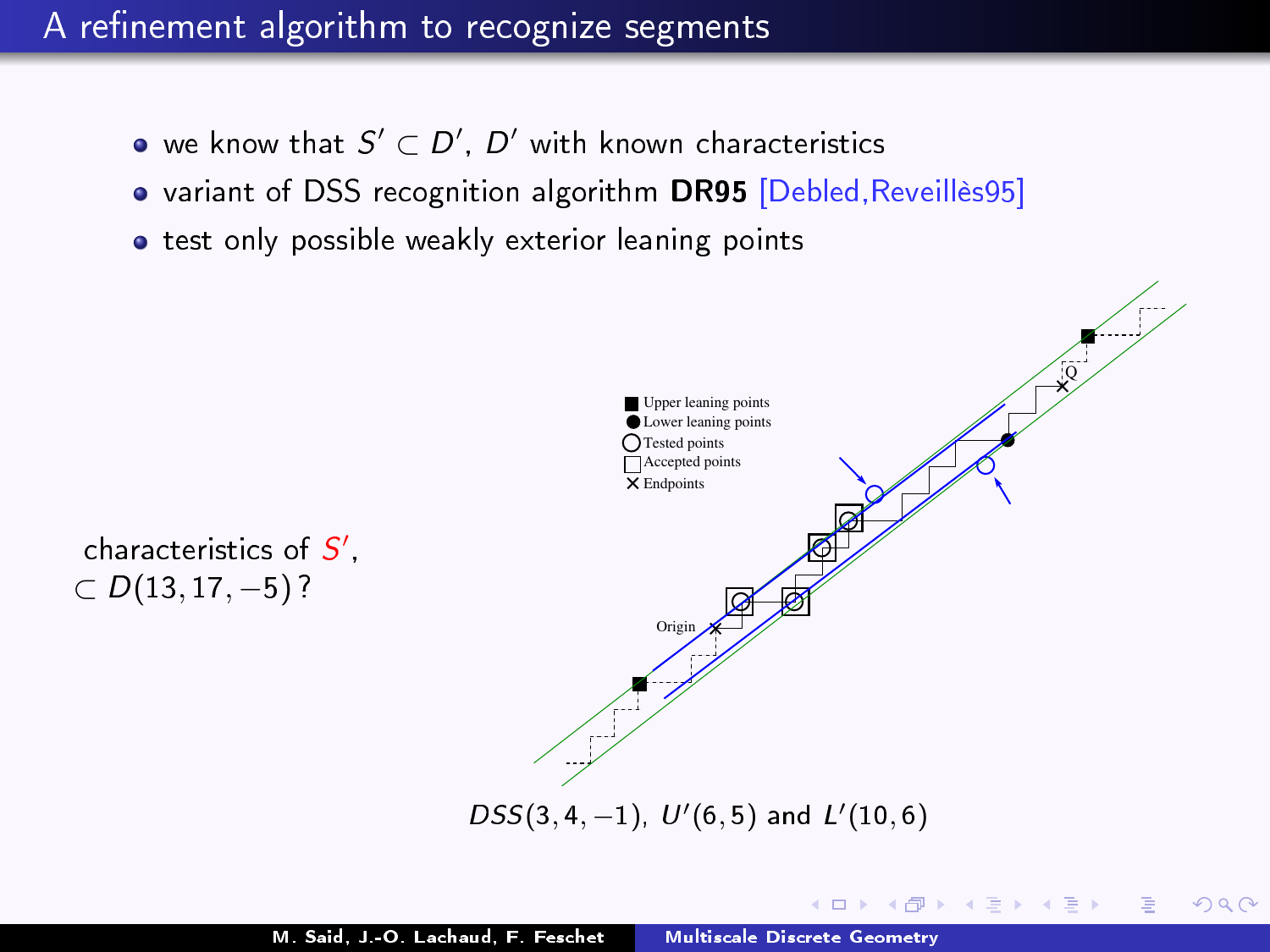# A refinement algorithm to recognize segments

- we know that $S' \subset D'$, $D'$ with known characteristics
- variant of DSS recognition algorithm **DR95** [Debled,Reveillès95]
- test only possible weakly exterior leaning points

characteristics of $S'$, $\subset D(13, 17, -5)$ ?

Upper leaning points
Lower leaning points
Tested points
Accepted points
Endpoints

Origin

Q

$DSS(3, 4, -1)$, $U'(6, 5)$ and $L'(10, 6)$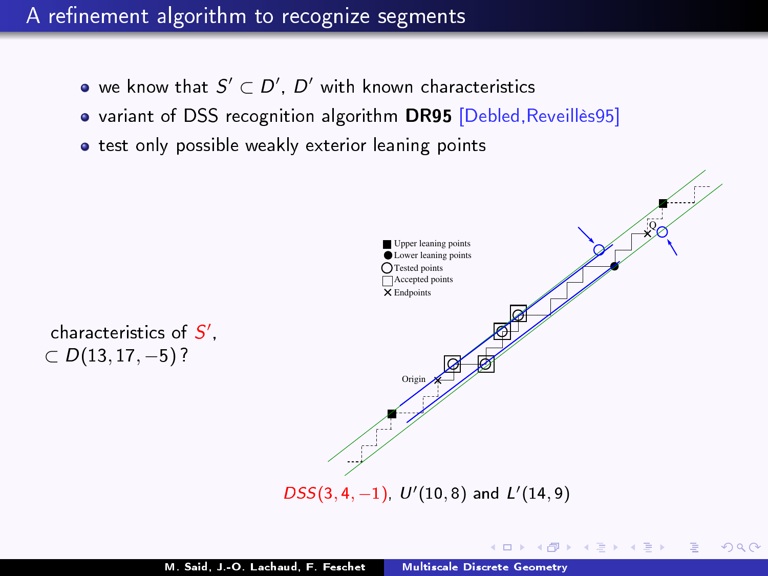# A refinement algorithm to recognize segments

- we know that $S' \subset D'$, $D'$ with known characteristics
- variant of DSS recognition algorithm **DR95** [Debled,Reveillès95]
- test only possible weakly exterior leaning points

characteristics of $S'$, $\subset D(13, 17, -5)$ ?

Upper leaning points
Lower leaning points
Tested points
Accepted points
Endpoints

Origin

Q

$DSS(3, 4, -1)$, $U'(10, 8)$ and $L'(14, 9)$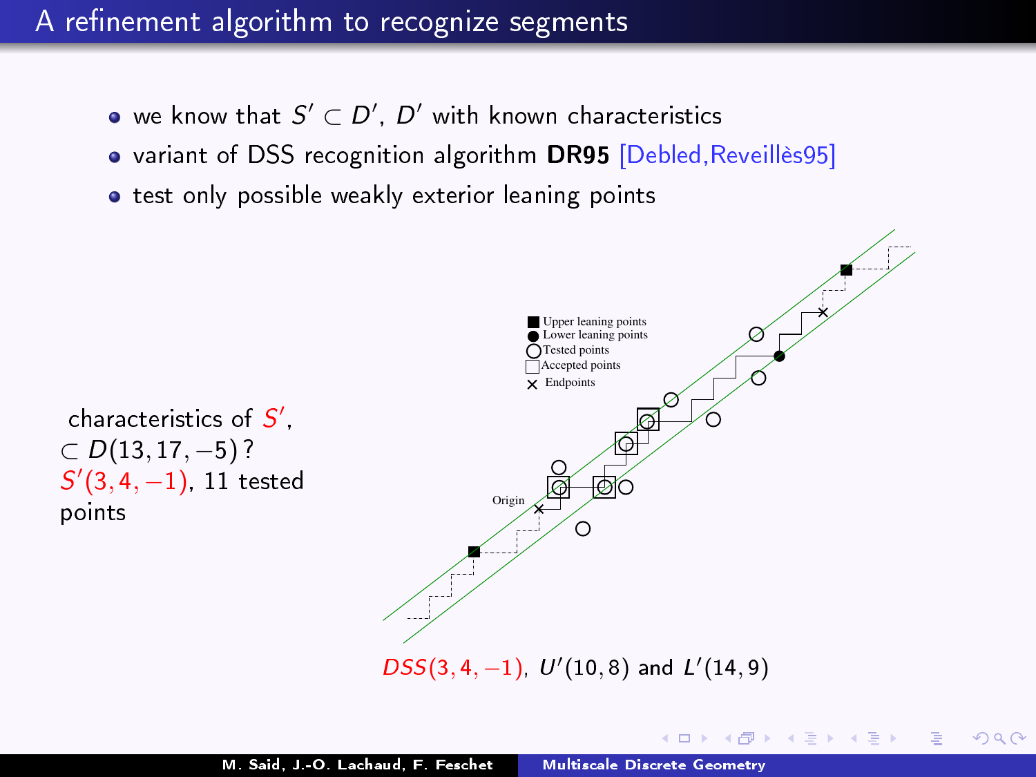# A refinement algorithm to recognize segments

- we know that $S' \subset D'$, $D'$ with known characteristics
- variant of DSS recognition algorithm **DR95** [Debled,Reveillès95]
- test only possible weakly exterior leaning points

characteristics of $S'$, $\subset D(13, 17, -5)$ ?
$S'(3, 4, -1)$, 11 tested points

Upper leaning points
Lower leaning points
Tested points
Accepted points
Endpoints

Origin

$DSS(3, 4, -1)$, $U'(10, 8)$ and $L'(14, 9)$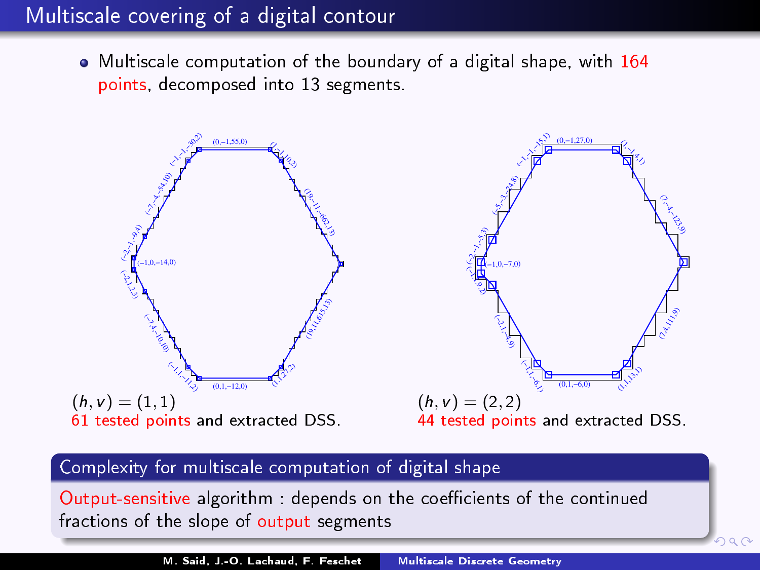# Multiscale covering of a digital contour

- Multiscale computation of the boundary of a digital shape, with 164 points, decomposed into 13 segments.

$(h, v) = (1, 1)$
61 tested points and extracted DSS.

$(h, v) = (2, 2)$
44 tested points and extracted DSS.

**Complexity for multiscale computation of digital shape**

Output-sensitive algorithm : depends on the coefficients of the continued fractions of the slope of output segments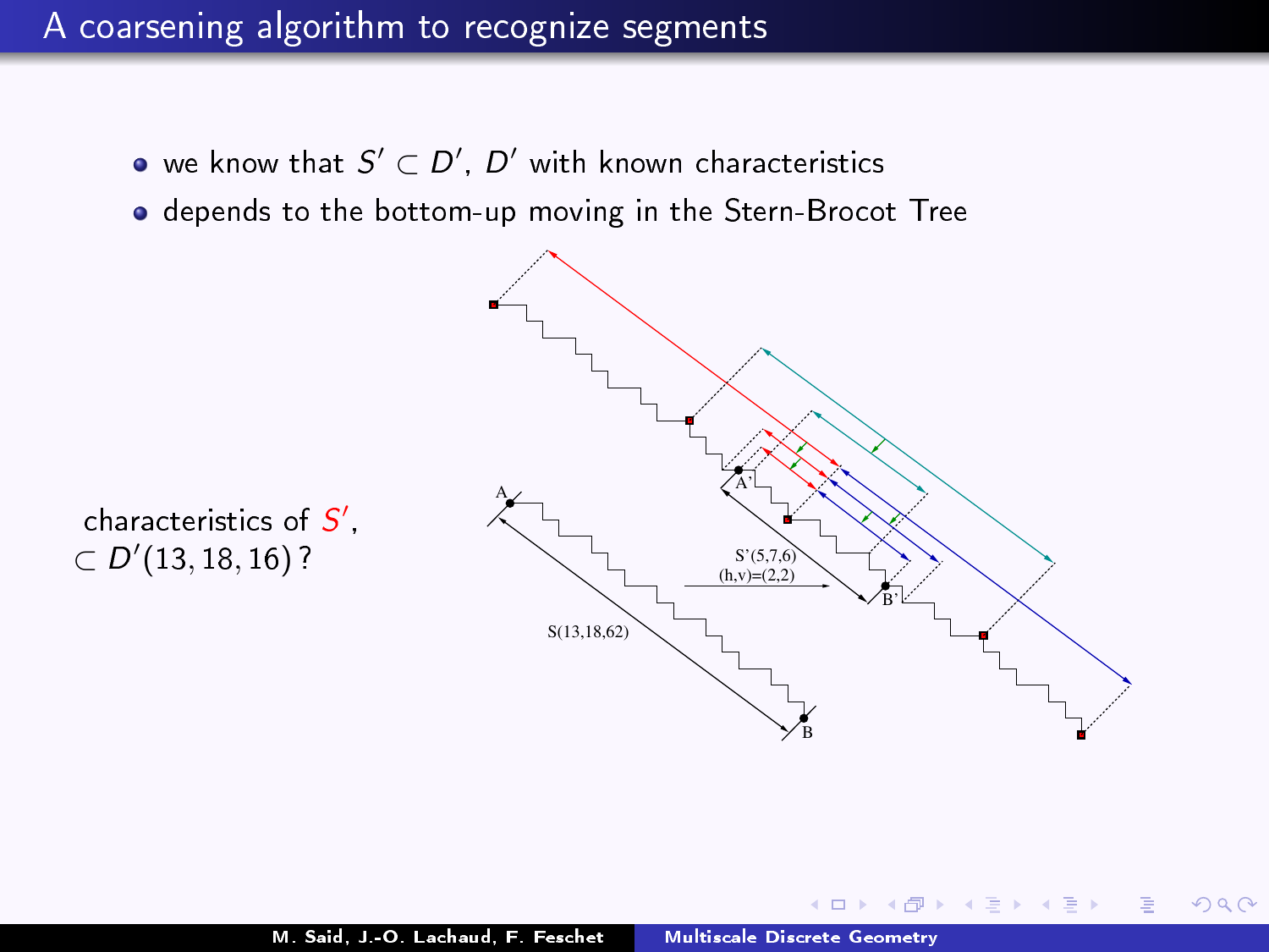# A coarsening algorithm to recognize segments

- we know that $S' \subset D'$, $D'$ with known characteristics
- depends to the bottom-up moving in the Stern-Brocot Tree

characteristics of $S'$, $\subset D'(13, 18, 16)$ ?

S'(5,7,6)

(h,v)=(2,2)

S(13,18,62)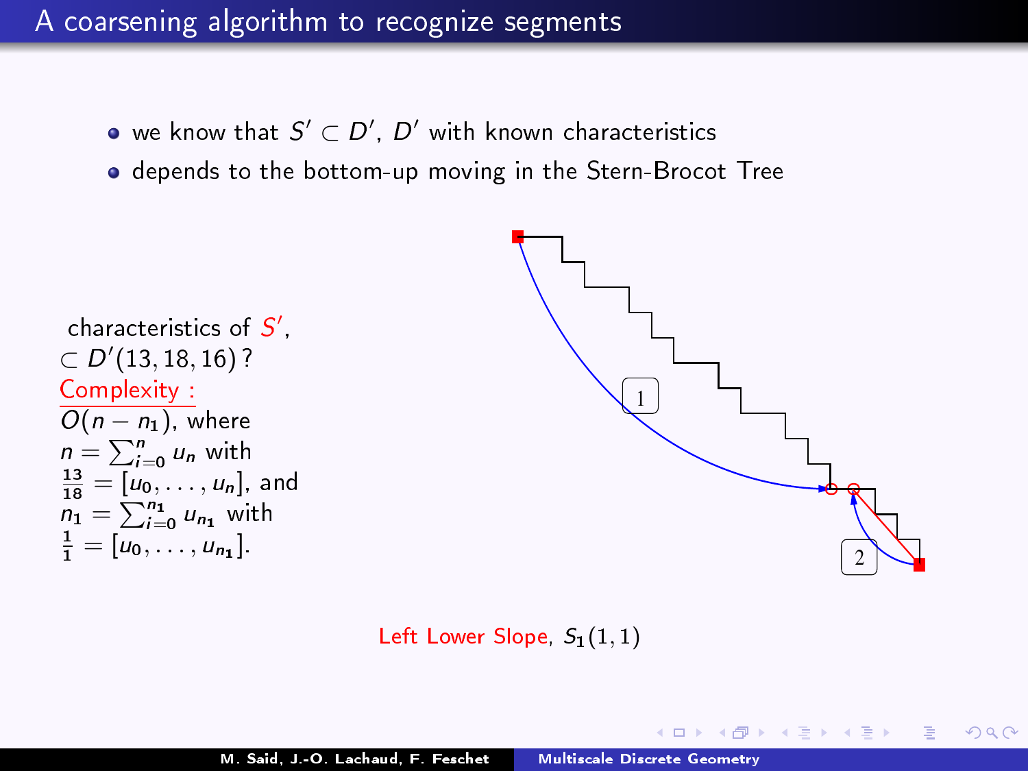# A coarsening algorithm to recognize segments

- we know that $S' \subset D'$, $D'$ with known characteristics
- depends to the bottom-up moving in the Stern-Brocot Tree

characteristics of $S'$,
$\subset D'(13, 18, 16)$ ?
Complexity :
$O(n - n_1)$, where
$n = \sum_{i=0}^{n} u_n$ with
$\frac{13}{18} = [u_0, \ldots, u_n]$, and
$n_1 = \sum_{i=0}^{n_1} u_{n_1}$ with
$\frac{1}{1} = [u_0, \ldots, u_{n_1}]$.

Left Lower Slope, $S_1(1, 1)$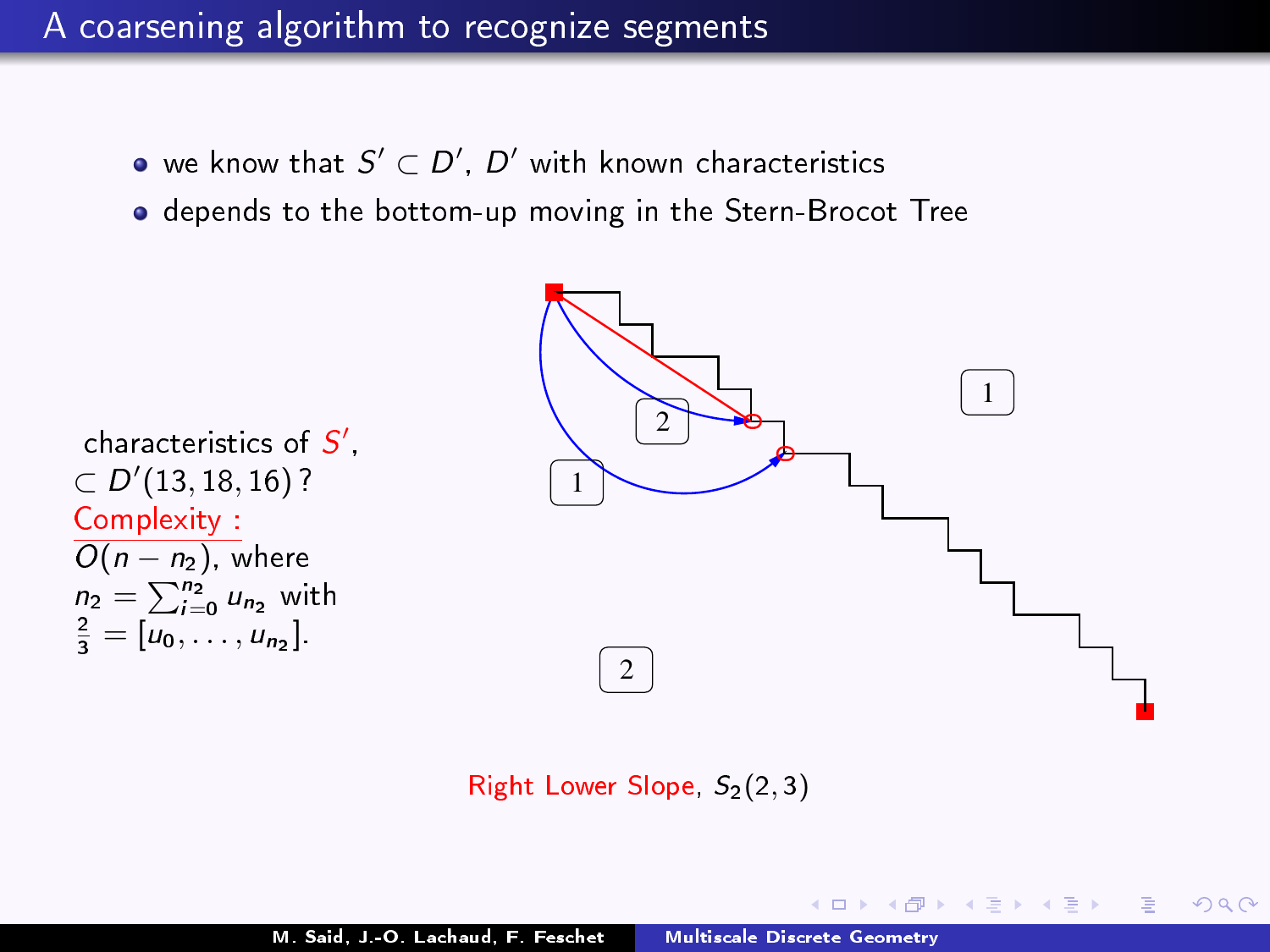# A coarsening algorithm to recognize segments

- we know that $S' \subset D'$, $D'$ with known characteristics
- depends to the bottom-up moving in the Stern-Brocot Tree

characteristics of $S'$,
$\subset D'(13, 18, 16)$ ?
Complexity :
$O(n - n_2)$, where
$n_2 = \sum_{i=0}^{n_2} u_{n_2}$ with
$\frac{2}{3} = [u_0, \ldots, u_{n_2}]$.

1

2

1

2

Right Lower Slope, $S_2(2, 3)$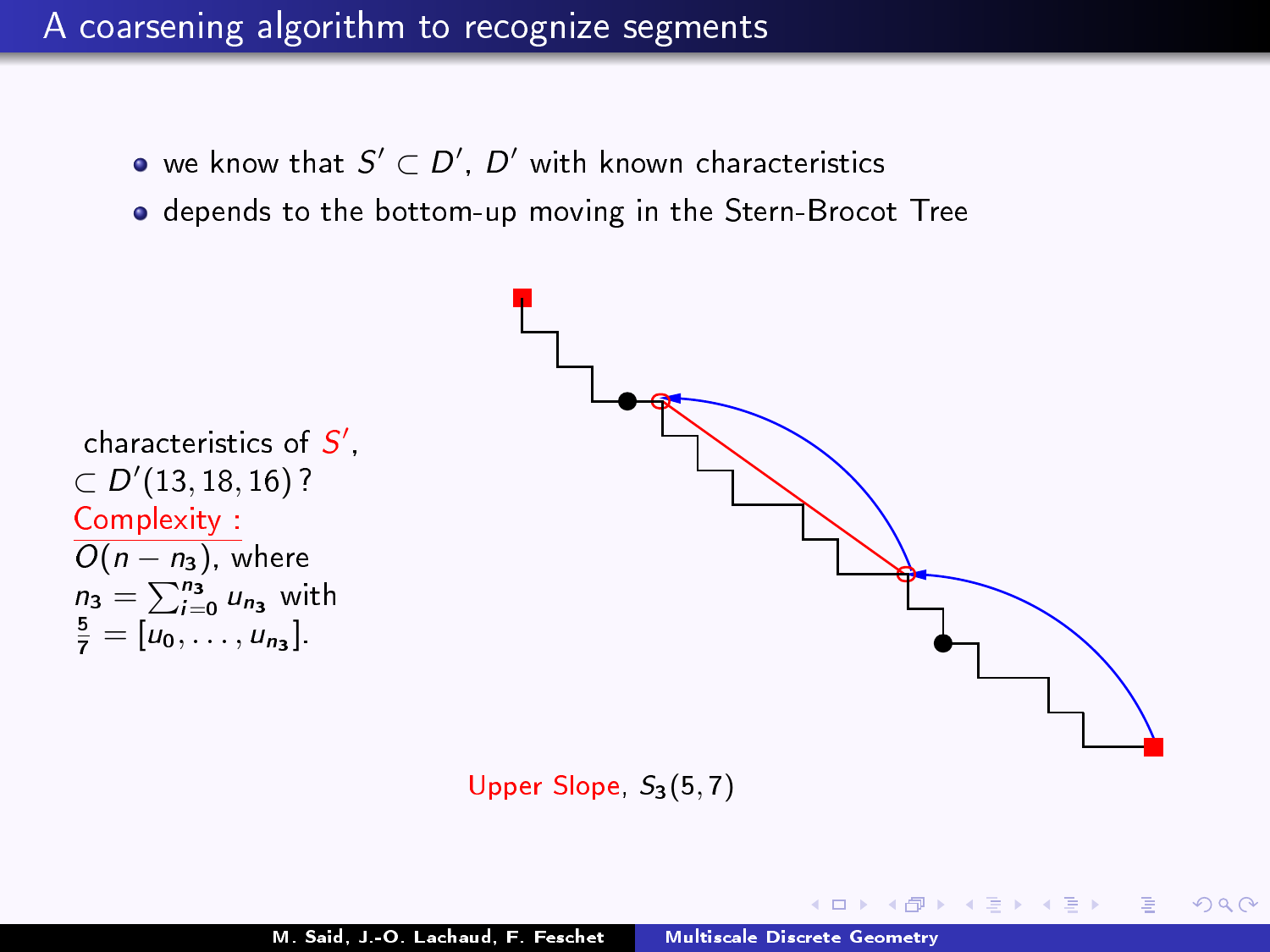# A coarsening algorithm to recognize segments

- we know that $S' \subset D'$, $D'$ with known characteristics
- depends to the bottom-up moving in the Stern-Brocot Tree

characteristics of $S'$,
$\subset D'(13, 18, 16)$ ?

Complexity :

$O(n - n_3)$, where
$n_3 = \sum_{i=0}^{n_3} u_{n_3}$ with
$\frac{5}{7} = [u_0, \ldots, u_{n_3}]$.

Upper Slope, $S_3(5, 7)$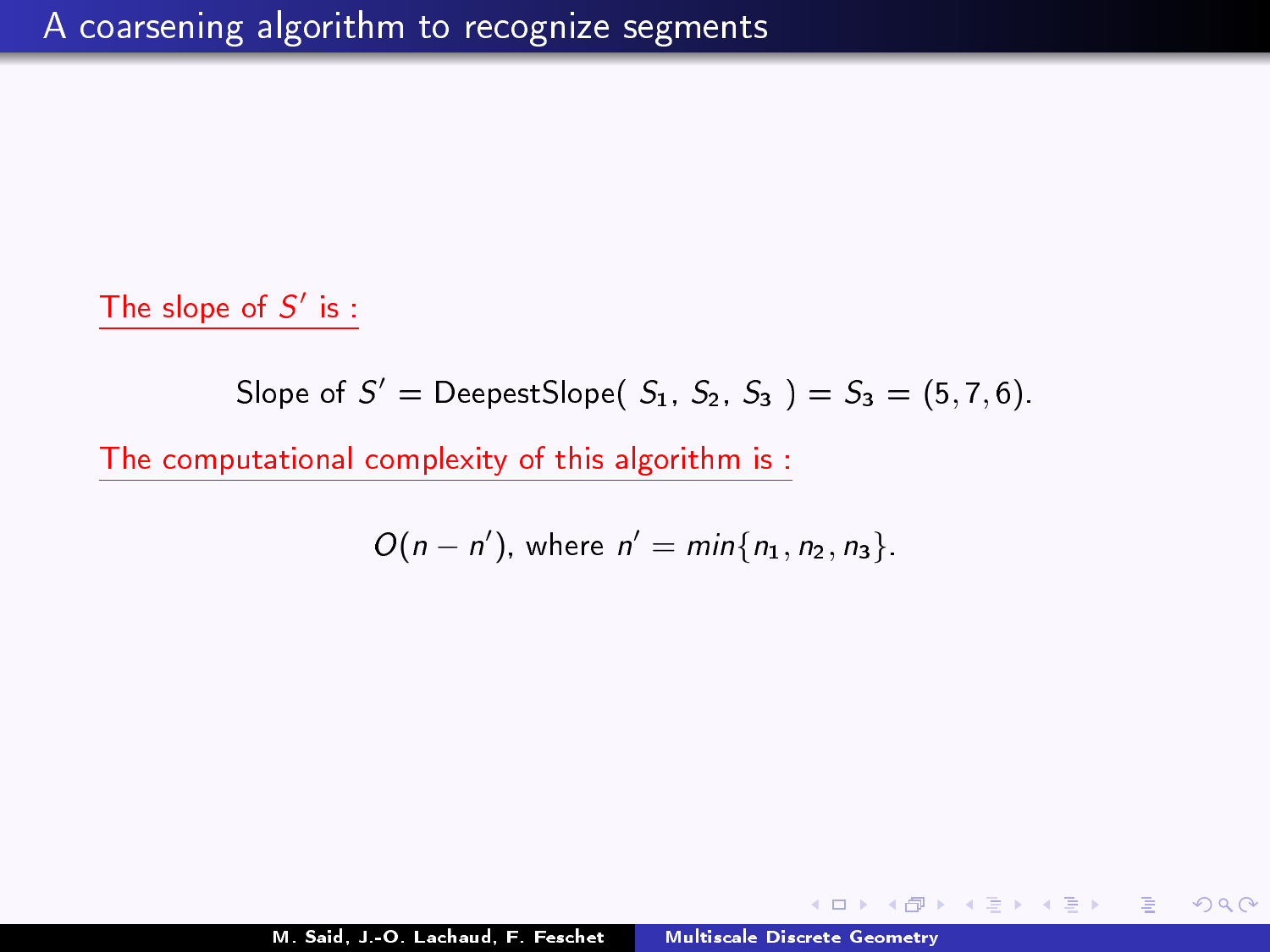# A coarsening algorithm to recognize segments

The slope of $S'$ is :

$$\text{Slope of } S' = \text{DeepestSlope}(\ S_1,\ S_2,\ S_3\ ) = S_3 = (5, 7, 6).$$

The computational complexity of this algorithm is :

$$O(n - n'), \text{ where } n' = min\{n_1, n_2, n_3\}.$$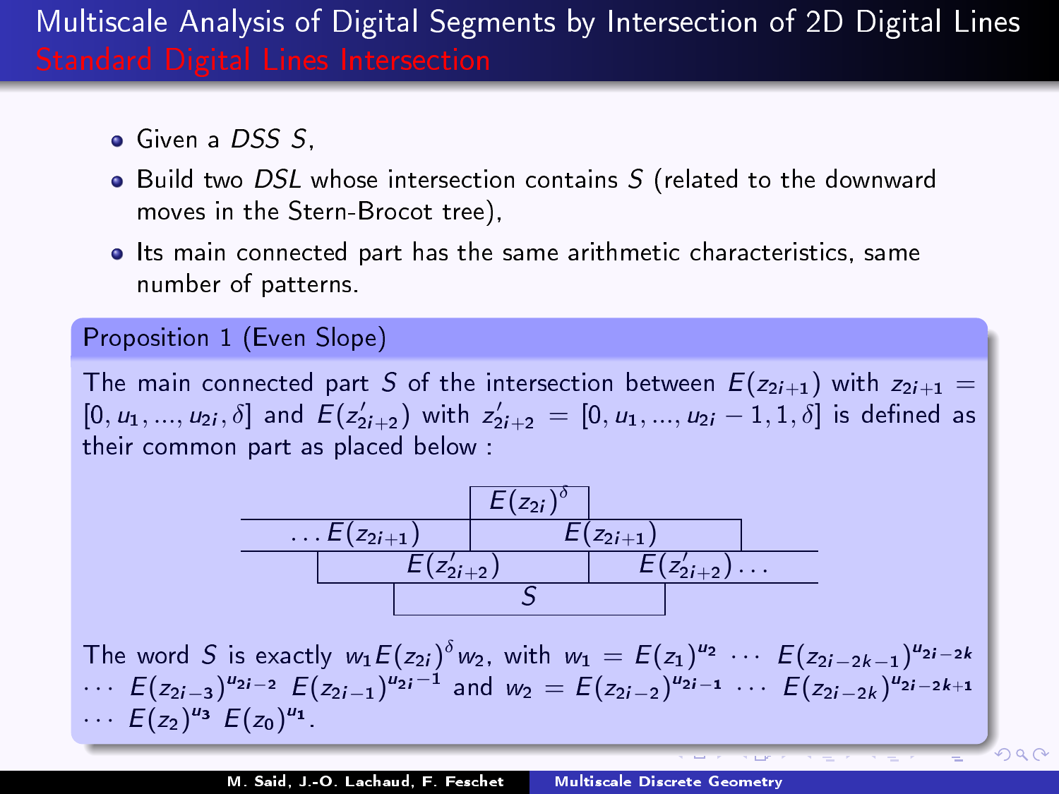# Multiscale Analysis of Digital Segments by Intersection of 2D Digital Lines

## Standard Digital Lines Intersection

- Given a *DSS* $S$,
- Build two *DSL* whose intersection contains $S$ (related to the downward moves in the Stern-Brocot tree),
- Its main connected part has the same arithmetic characteristics, same number of patterns.

**Proposition 1 (Even Slope)**

The main connected part $S$ of the intersection between $E(z_{2i+1})$ with $z_{2i+1} = [0, u_1, ..., u_{2i}, \delta]$ and $E(z'_{2i+2})$ with $z'_{2i+2} = [0, u_1, ..., u_{2i} - 1, 1, \delta]$ is defined as their common part as placed below :

|  |  | $E(z_{2i})^{\delta}$ |  |  |
|---|---|---|---|---|
| $\ldots E(z_{2i+1})$ | | $E(z_{2i+1})$ | | |
| | $E(z'_{2i+2})$ | | $E(z'_{2i+2}) \ldots$ | |
| | | $S$ | | |

The word $S$ is exactly $w_1 E(z_{2i})^{\delta} w_2$, with $w_1 = E(z_1)^{u_2} \cdots E(z_{2i-2k-1})^{u_{2i-2k}} \cdots E(z_{2i-3})^{u_{2i-2}} E(z_{2i-1})^{u_{2i}-1}$ and $w_2 = E(z_{2i-2})^{u_{2i-1}} \cdots E(z_{2i-2k})^{u_{2i-2k+1}} \cdots E(z_2)^{u_3} E(z_0)^{u_1}$.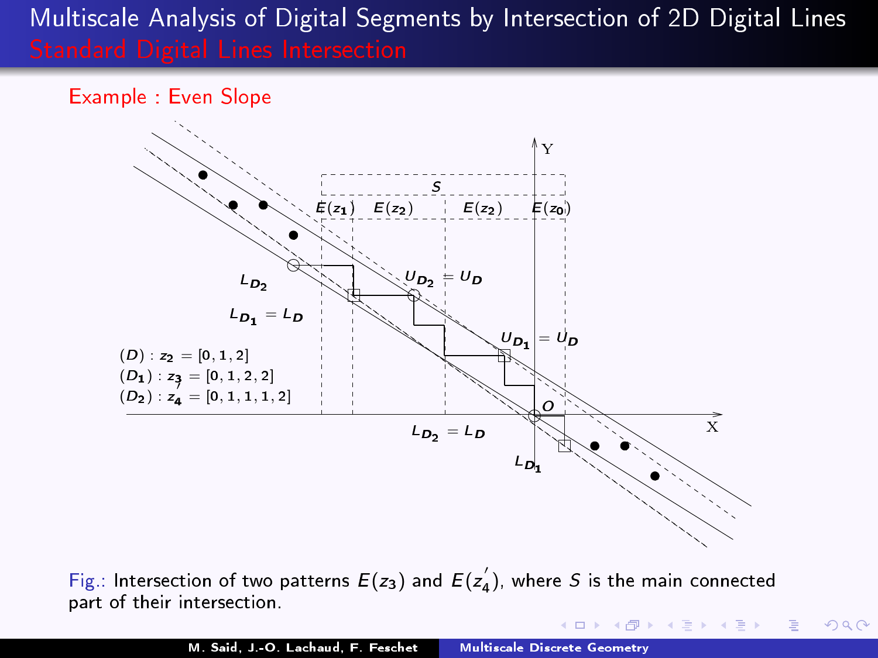## Standard Digital Lines Intersection

### Example : Even Slope

$(D) : z_2 = [0, 1, 2]$
$(D_1) : z_3 = [0, 1, 2, 2]$
$(D_2) : z_4' = [0, 1, 1, 1, 2]$

Fig.: Intersection of two patterns $E(z_3)$ and $E(z_4')$, where $S$ is the main connected part of their intersection.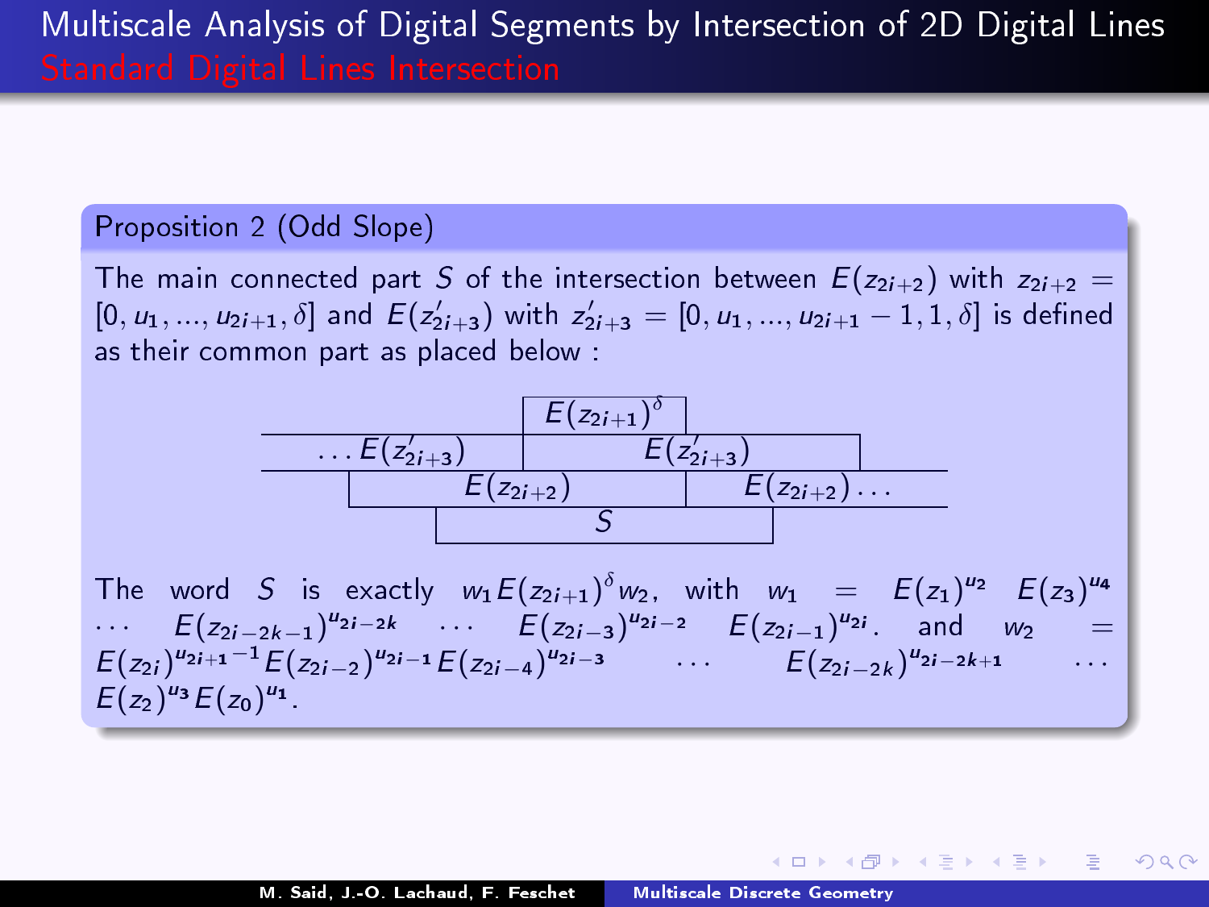# Multiscale Analysis of Digital Segments by Intersection of 2D Digital Lines

## Standard Digital Lines Intersection

**Proposition 2 (Odd Slope)**

The main connected part $S$ of the intersection between $E(z_{2i+2})$ with $z_{2i+2} = [0, u_1, ..., u_{2i+1}, \delta]$ and $E(z'_{2i+3})$ with $z'_{2i+3} = [0, u_1, ..., u_{2i+1} - 1, 1, \delta]$ is defined as their common part as placed below :

| | $E(z_{2i+1})^\delta$ | |
|---|---|---|
| $\ldots E(z'_{2i+3})$ | $E(z'_{2i+3})$ | |
| $E(z_{2i+2})$ | | $E(z_{2i+2})\ldots$ |
| | $S$ | |

The word $S$ is exactly $w_1 E(z_{2i+1})^\delta w_2$, with $w_1 = E(z_1)^{u_2} \; E(z_3)^{u_4} \cdots E(z_{2i-2k-1})^{u_{2i-2k}} \cdots E(z_{2i-3})^{u_{2i-2}} \; E(z_{2i-1})^{u_{2i}}$. and $w_2 = E(z_{2i})^{u_{2i+1}-1} E(z_{2i-2})^{u_{2i-1}} E(z_{2i-4})^{u_{2i-3}} \cdots E(z_{2i-2k})^{u_{2i-2k+1}} \cdots E(z_2)^{u_3} E(z_0)^{u_1}$.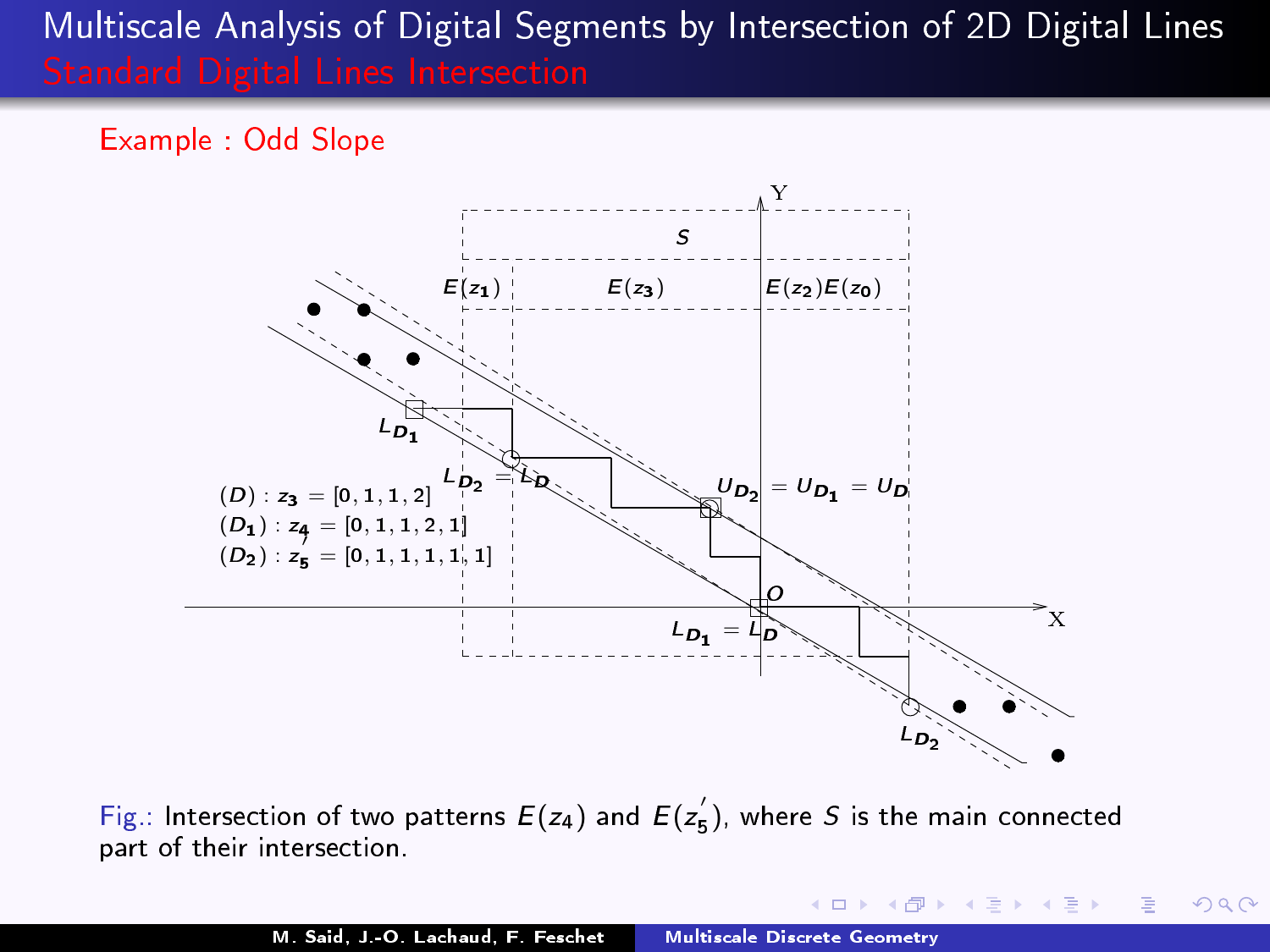# Multiscale Analysis of Digital Segments by Intersection of 2D Digital Lines

## Standard Digital Lines Intersection

### Example : Odd Slope

$(D) : z_3 = [0, 1, 1, 2]$

$(D_1) : z_4 = [0, 1, 1, 2, 1]$

$(D_2) : z_5' = [0, 1, 1, 1, 1, 1]$

Fig.: Intersection of two patterns $E(z_4)$ and $E(z_5')$, where $S$ is the main connected part of their intersection.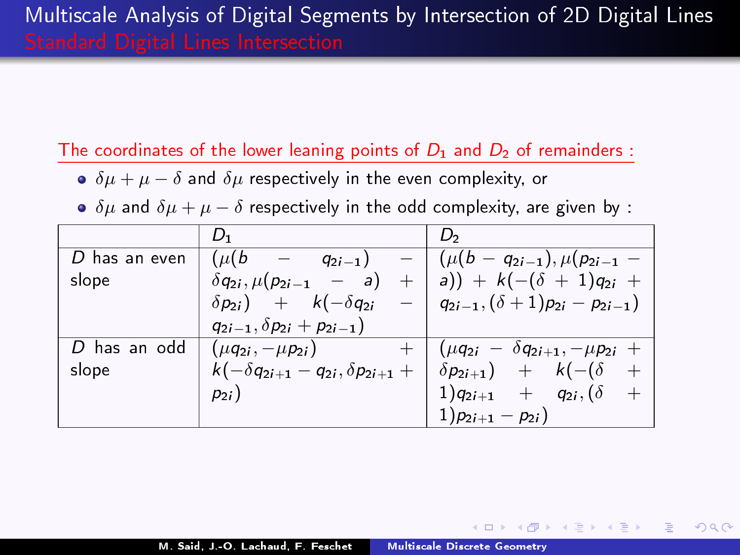# Multiscale Analysis of Digital Segments by Intersection of 2D Digital Lines

## Standard Digital Lines Intersection

The coordinates of the lower leaning points of $D_1$ and $D_2$ of remainders :

- $\delta\mu + \mu - \delta$ and $\delta\mu$ respectively in the even complexity, or
- $\delta\mu$ and $\delta\mu + \mu - \delta$ respectively in the odd complexity, are given by :

| | $D_1$ | $D_2$ |
|---|---|---|
| $D$ has an even slope | $(\mu(b - q_{2i-1}) - \delta q_{2i}, \mu(p_{2i-1} - a) + \delta p_{2i}) + k(-\delta q_{2i} - q_{2i-1}, \delta p_{2i} + p_{2i-1})$ | $(\mu(b - q_{2i-1}), \mu(p_{2i-1} - a)) + k(-(\delta + 1)q_{2i} + q_{2i-1}, (\delta + 1)p_{2i} - p_{2i-1})$ |
| $D$ has an odd slope | $(\mu q_{2i}, -\mu p_{2i}) + k(-\delta q_{2i+1} - q_{2i}, \delta p_{2i+1} + p_{2i})$ | $(\mu q_{2i} - \delta q_{2i+1}, -\mu p_{2i} + \delta p_{2i+1}) + k(-(\delta + 1)q_{2i+1} + q_{2i}, (\delta + 1)p_{2i+1} - p_{2i})$ |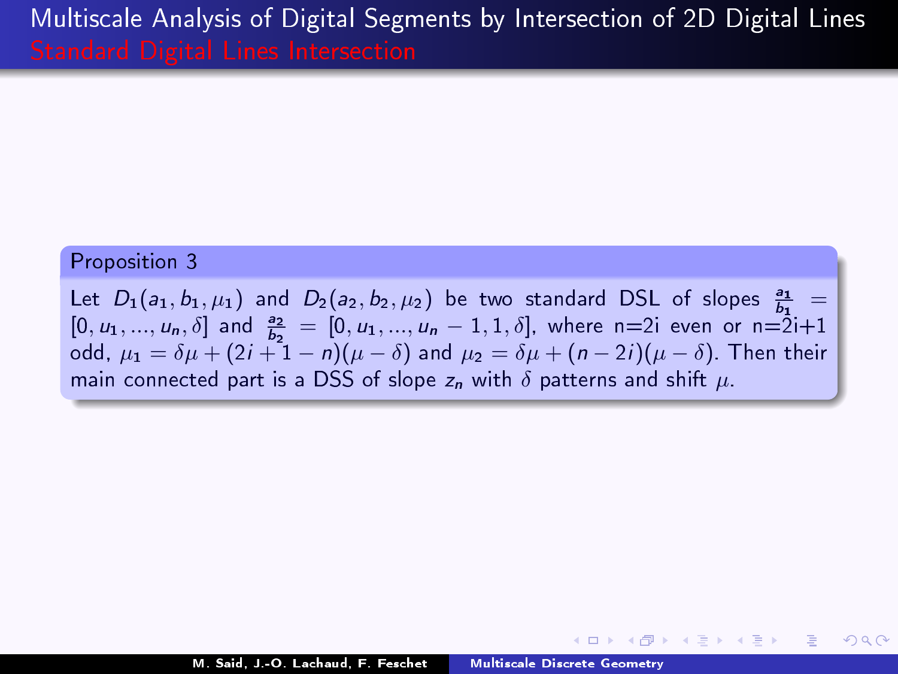# Multiscale Analysis of Digital Segments by Intersection of 2D Digital Lines

## Standard Digital Lines Intersection

**Proposition 3**

Let $D_1(a_1, b_1, \mu_1)$ and $D_2(a_2, b_2, \mu_2)$ be two standard DSL of slopes $\frac{a_1}{b_1} = [0, u_1, ..., u_n, \delta]$ and $\frac{a_2}{b_2} = [0, u_1, ..., u_n - 1, 1, \delta]$, where n=2i even or n=2i+1 odd, $\mu_1 = \delta\mu + (2i + 1 - n)(\mu - \delta)$ and $\mu_2 = \delta\mu + (n - 2i)(\mu - \delta)$. Then their main connected part is a DSS of slope $z_n$ with $\delta$ patterns and shift $\mu$.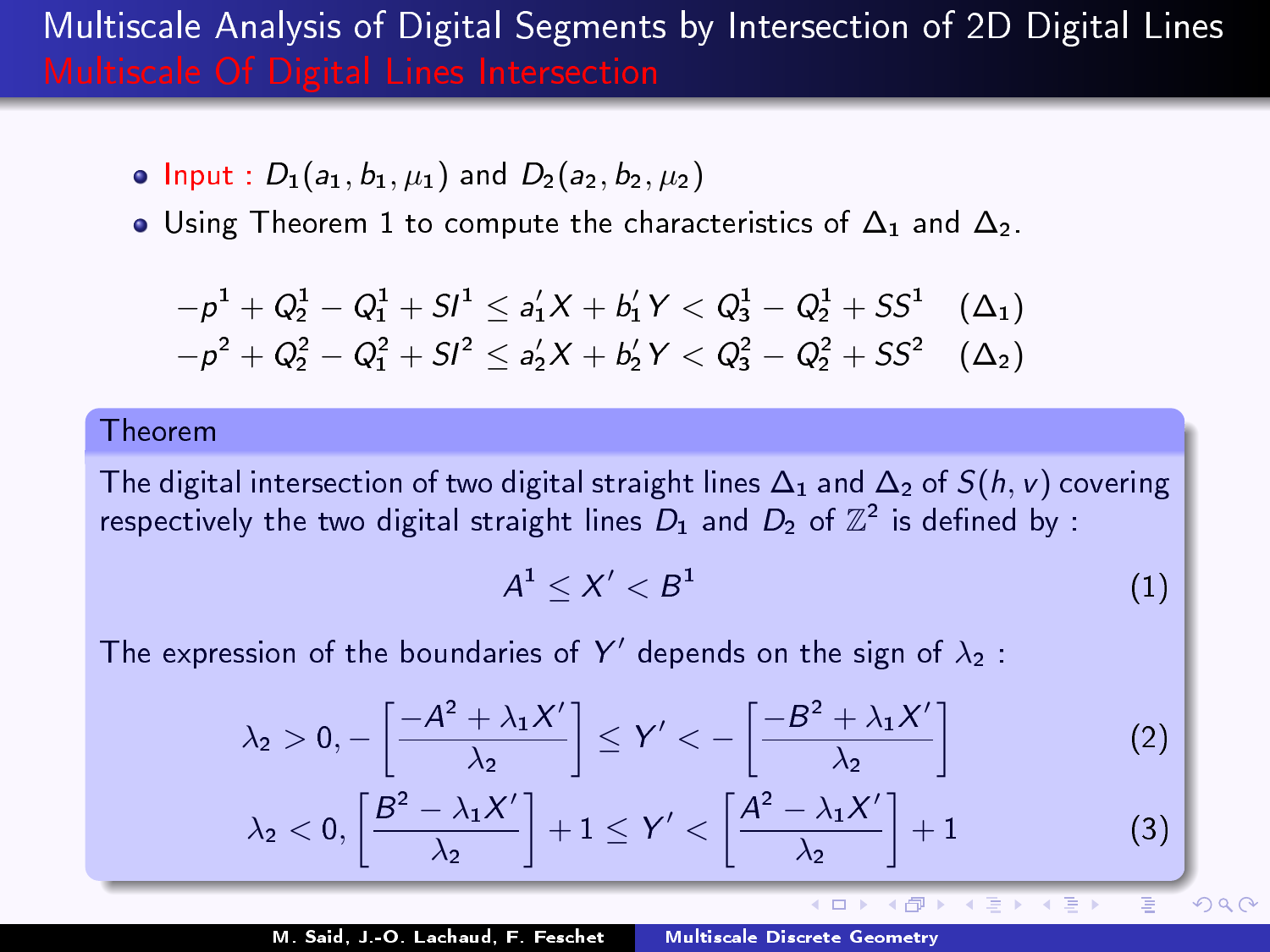# Multiscale Analysis of Digital Segments by Intersection of 2D Digital Lines

## Multiscale Of Digital Lines Intersection

- Input : $D_1(a_1, b_1, \mu_1)$ and $D_2(a_2, b_2, \mu_2)$
- Using Theorem 1 to compute the characteristics of $\Delta_1$ and $\Delta_2$.

$$-p^1 + Q_2^1 - Q_1^1 + SI^1 \leq a_1' X + b_1' Y < Q_3^1 - Q_2^1 + SS^1 \quad (\Delta_1)$$
$$-p^2 + Q_2^2 - Q_1^2 + SI^2 \leq a_2' X + b_2' Y < Q_3^2 - Q_2^2 + SS^2 \quad (\Delta_2)$$

**Theorem**

The digital intersection of two digital straight lines $\Delta_1$ and $\Delta_2$ of $S(h, v)$ covering respectively the two digital straight lines $D_1$ and $D_2$ of $\mathbb{Z}^2$ is defined by :

$$A^1 \leq X' < B^1 \quad (1)$$

The expression of the boundaries of $Y'$ depends on the sign of $\lambda_2$ :

$$\lambda_2 > 0, -\left[\frac{-A^2 + \lambda_1 X'}{\lambda_2}\right] \leq Y' < -\left[\frac{-B^2 + \lambda_1 X'}{\lambda_2}\right] \quad (2)$$

$$\lambda_2 < 0, \left[\frac{B^2 - \lambda_1 X'}{\lambda_2}\right] + 1 \leq Y' < \left[\frac{A^2 - \lambda_1 X'}{\lambda_2}\right] + 1 \quad (3)$$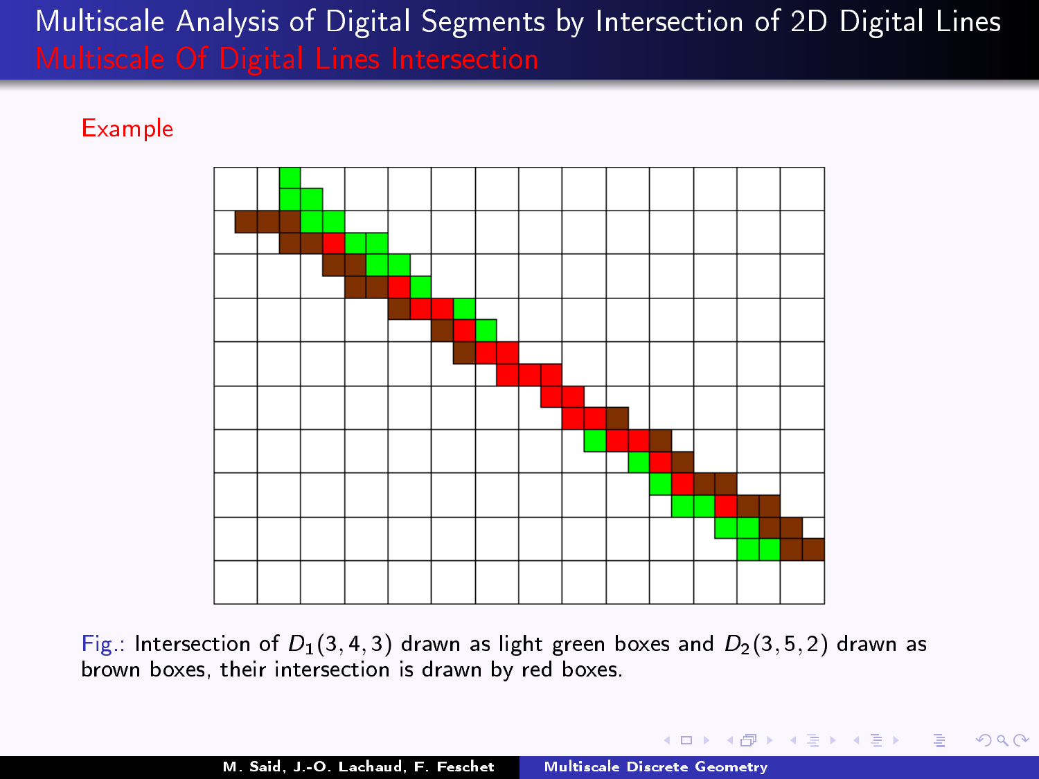## Multiscale Of Digital Lines Intersection

**Example**

Fig.: Intersection of $D_1(3, 4, 3)$ drawn as light green boxes and $D_2(3, 5, 2)$ drawn as brown boxes, their intersection is drawn by red boxes.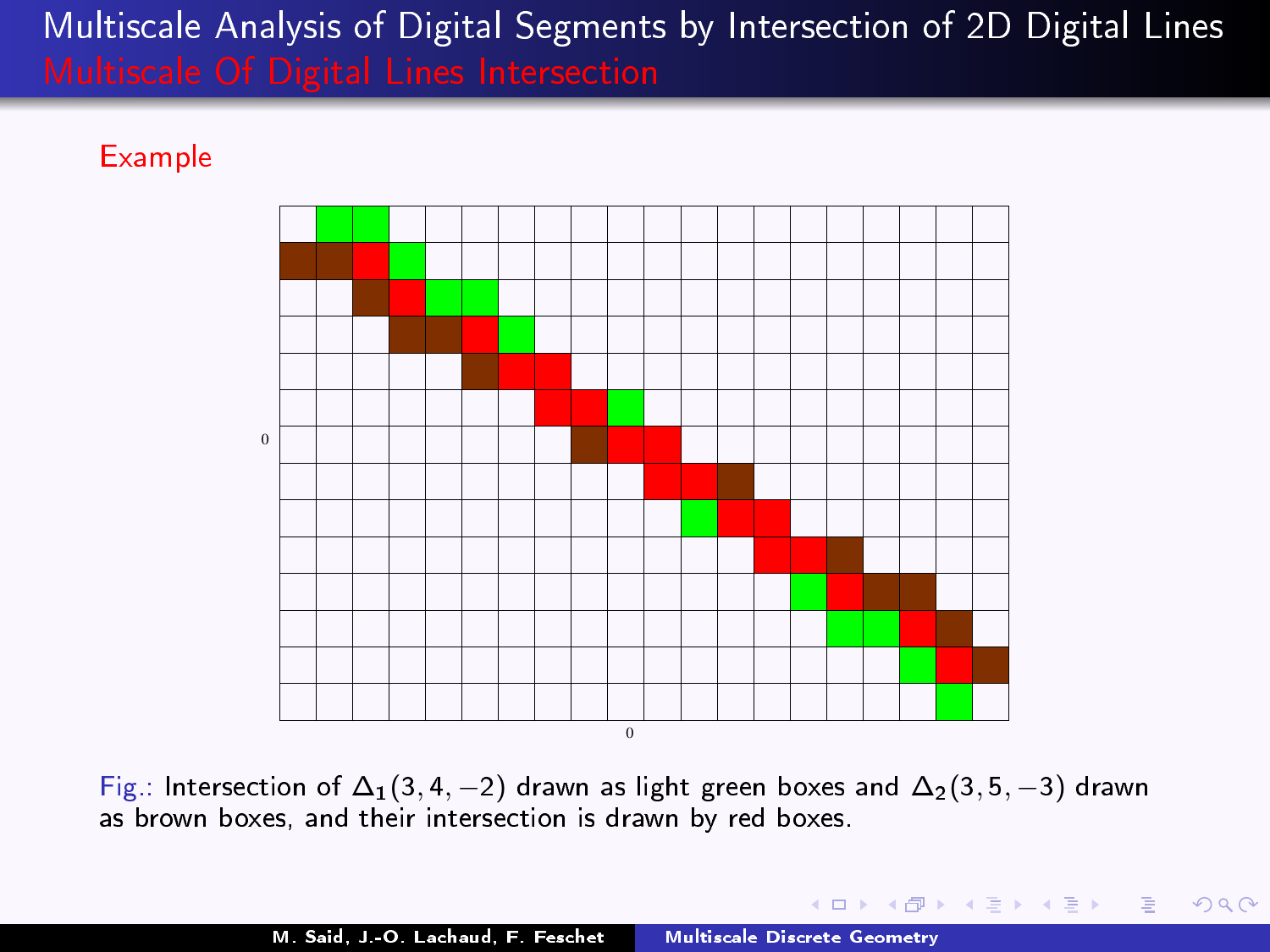# Multiscale Analysis of Digital Segments by Intersection of 2D Digital Lines

## Multiscale Of Digital Lines Intersection

### Example

0

0

Fig.: Intersection of $\Delta_1(3, 4, -2)$ drawn as light green boxes and $\Delta_2(3, 5, -3)$ drawn as brown boxes, and their intersection is drawn by red boxes.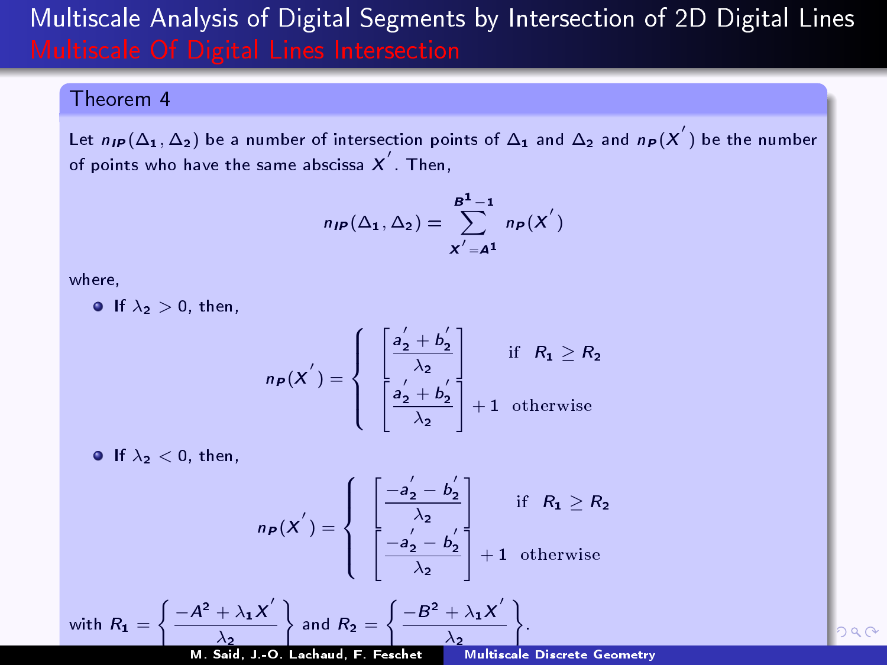# Multiscale Analysis of Digital Segments by Intersection of 2D Digital Lines

## Multiscale Of Digital Lines Intersection

### Theorem 4

Let $n_{IP}(\Delta_1, \Delta_2)$ be a number of intersection points of $\Delta_1$ and $\Delta_2$ and $n_P(X^{'})$ be the number of points who have the same abscissa $X^{'}$. Then,

$$n_{IP}(\Delta_1, \Delta_2) = \sum_{X^{'}=A^1}^{B^1-1} n_P(X^{'})$$

where,

- If $\lambda_2 > 0$, then,

$$n_P(X^{'}) = \begin{cases} \left\lfloor \dfrac{a_2^{'} + b_2^{'}}{\lambda_2} \right\rfloor & \text{if } R_1 \geq R_2 \\ \left\lfloor \dfrac{a_2^{'} + b_2^{'}}{\lambda_2} \right\rfloor + 1 & \text{otherwise} \end{cases}$$

- If $\lambda_2 < 0$, then,

$$n_P(X^{'}) = \begin{cases} \left\lfloor \dfrac{-a_2^{'} - b_2^{'}}{\lambda_2} \right\rfloor & \text{if } R_1 \geq R_2 \\ \left\lfloor \dfrac{-a_2^{'} - b_2^{'}}{\lambda_2} \right\rfloor + 1 & \text{otherwise} \end{cases}$$

with $R_1 = \left\{ \dfrac{-A^2 + \lambda_1 X^{'}}{\lambda_2} \right\}$ and $R_2 = \left\{ \dfrac{-B^2 + \lambda_1 X^{'}}{\lambda_2} \right\}$.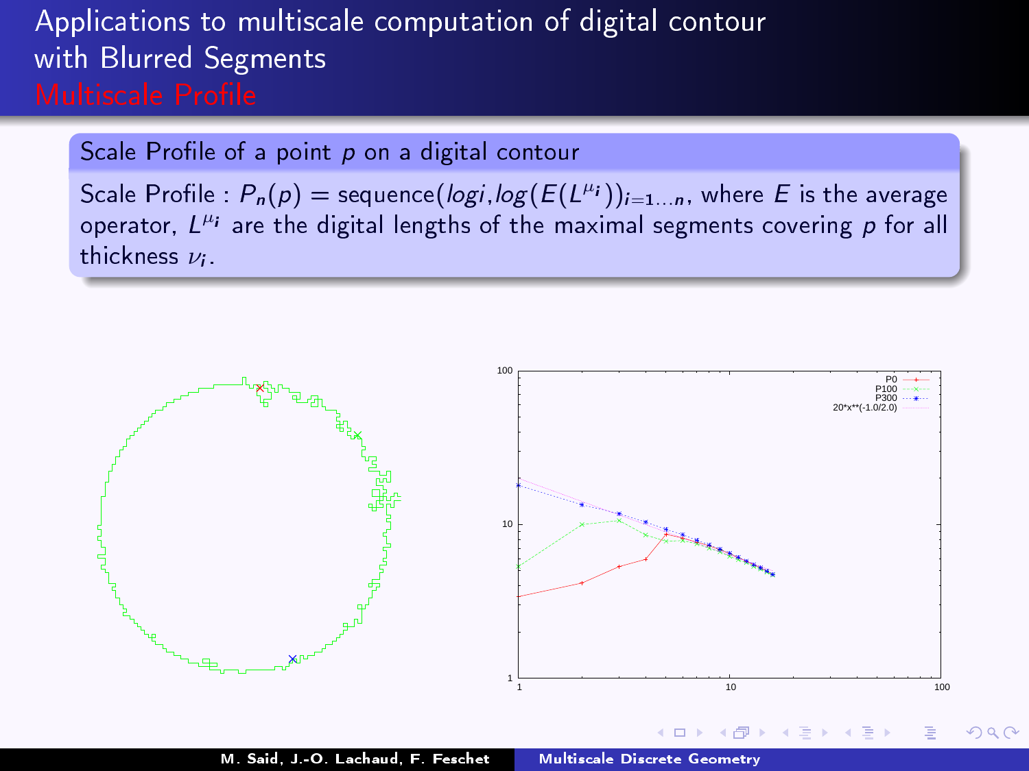# Applications to multiscale computation of digital contour with Blurred Segments

## Multiscale Profile

### Scale Profile of a point $p$ on a digital contour

Scale Profile : $P_n(p) = \text{sequence}(logi, log(E(L^{\mu_i}))_{i=1...n}$, where $E$ is the average operator, $L^{\mu_i}$ are the digital lengths of the maximal segments covering $p$ for all thickness $\nu_i$.

P0
P100
P300
20*x**(-1.0/2.0)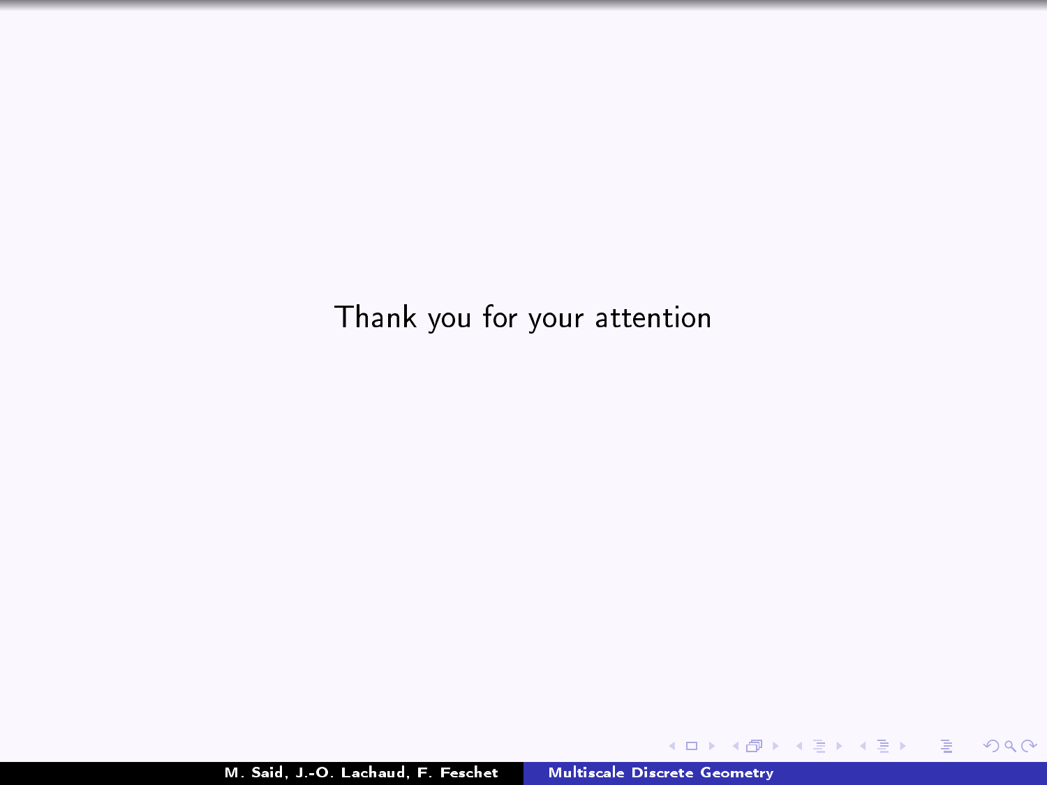Thank you for your attention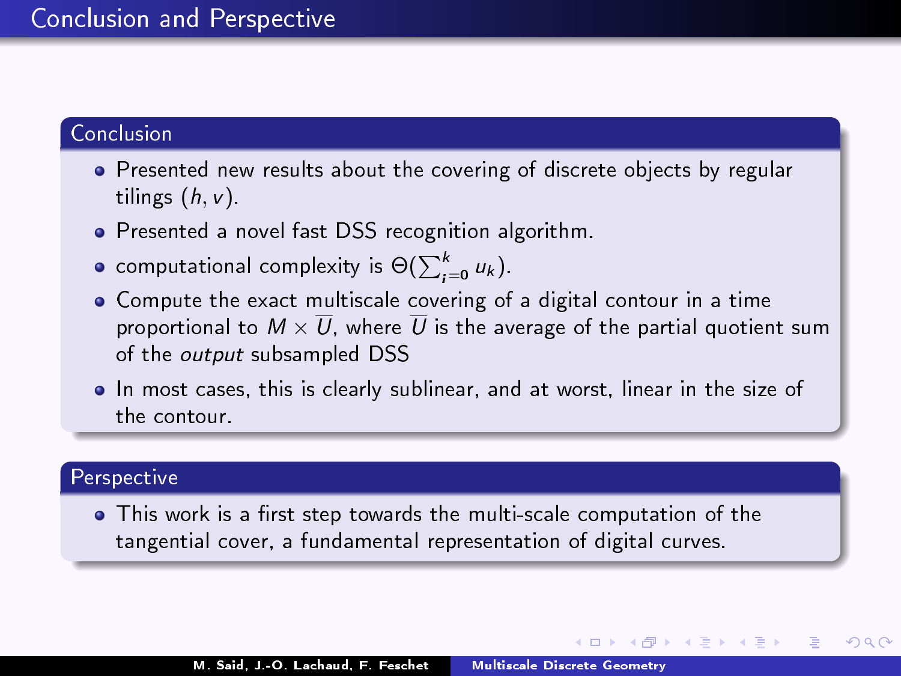# Conclusion and Perspective

## Conclusion

- Presented new results about the covering of discrete objects by regular tilings $(h, v)$.
- Presented a novel fast DSS recognition algorithm.
- computational complexity is $\Theta(\sum_{i=0}^{k} u_k)$.
- Compute the exact multiscale covering of a digital contour in a time proportional to $M \times \overline{U}$, where $\overline{U}$ is the average of the partial quotient sum of the *output* subsampled DSS
- In most cases, this is clearly sublinear, and at worst, linear in the size of the contour.

## Perspective

- This work is a first step towards the multi-scale computation of the tangential cover, a fundamental representation of digital curves.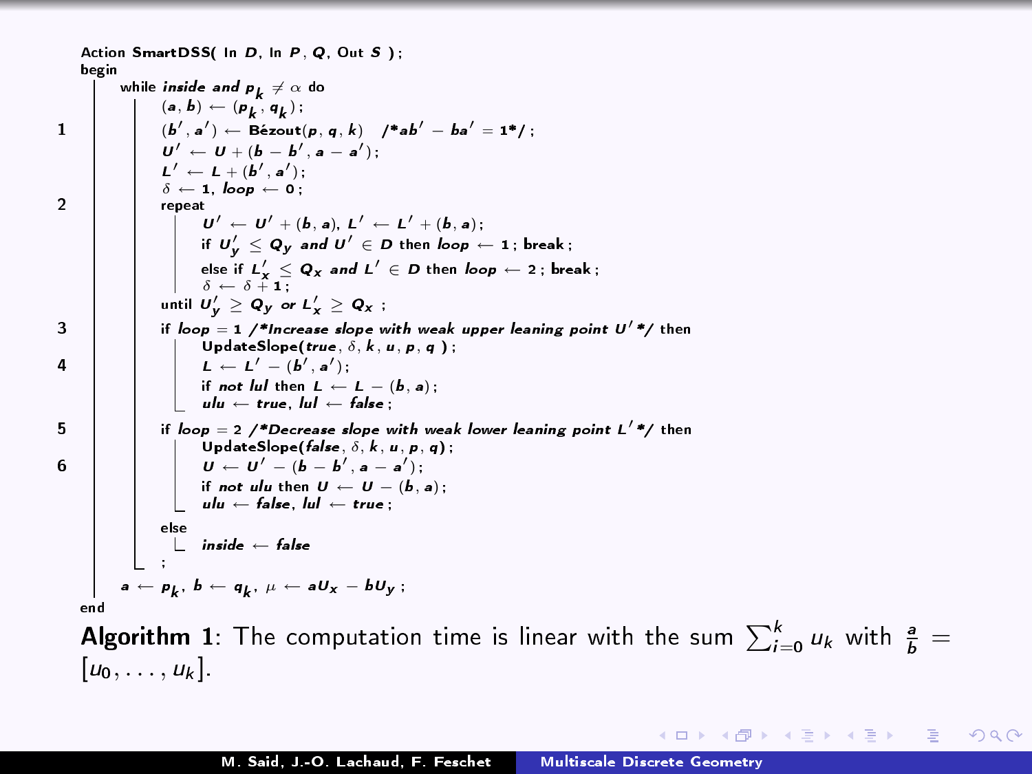```
Action SmartDSS( In D, In P, Q, Out S );
begin
    while inside and p_k ≠ α do
        (a, b) ← (p_k, q_k);
1       (b', a') ← Bézout(p, q, k)   /*ab' − ba' = 1*/;
        U' ← U + (b − b', a − a');
        L' ← L + (b', a');
        δ ← 1, loop ← 0;
2       repeat
            U' ← U' + (b, a), L' ← L' + (b, a);
            if U'_y ≤ Q_y and U' ∈ D then loop ← 1; break;
            else if L'_x ≤ Q_x and L' ∈ D then loop ← 2; break;
            δ ← δ + 1;
        until U'_y ≥ Q_y or L'_x ≥ Q_x ;
3       if loop = 1 /*Increase slope with weak upper leaning point U'*/ then
            UpdateSlope(true, δ, k, u, p, q );
4           L ← L' − (b', a');
            if not lul then L ← L − (b, a);
            ulu ← true, lul ← false;
5       if loop = 2 /*Decrease slope with weak lower leaning point L'*/ then
            UpdateSlope(false, δ, k, u, p, q);
6           U ← U' − (b − b', a − a');
            if not ulu then U ← U − (b, a);
            ulu ← false, lul ← true;
        else
            inside ← false
        ;
    a ← p_k, b ← q_k, μ ← aU_x − bU_y;
end
```

**Algorithm 1**: The computation time is linear with the sum $\sum_{i=0}^{k} u_k$ with $\frac{a}{b} = [u_0, \ldots, u_k]$.